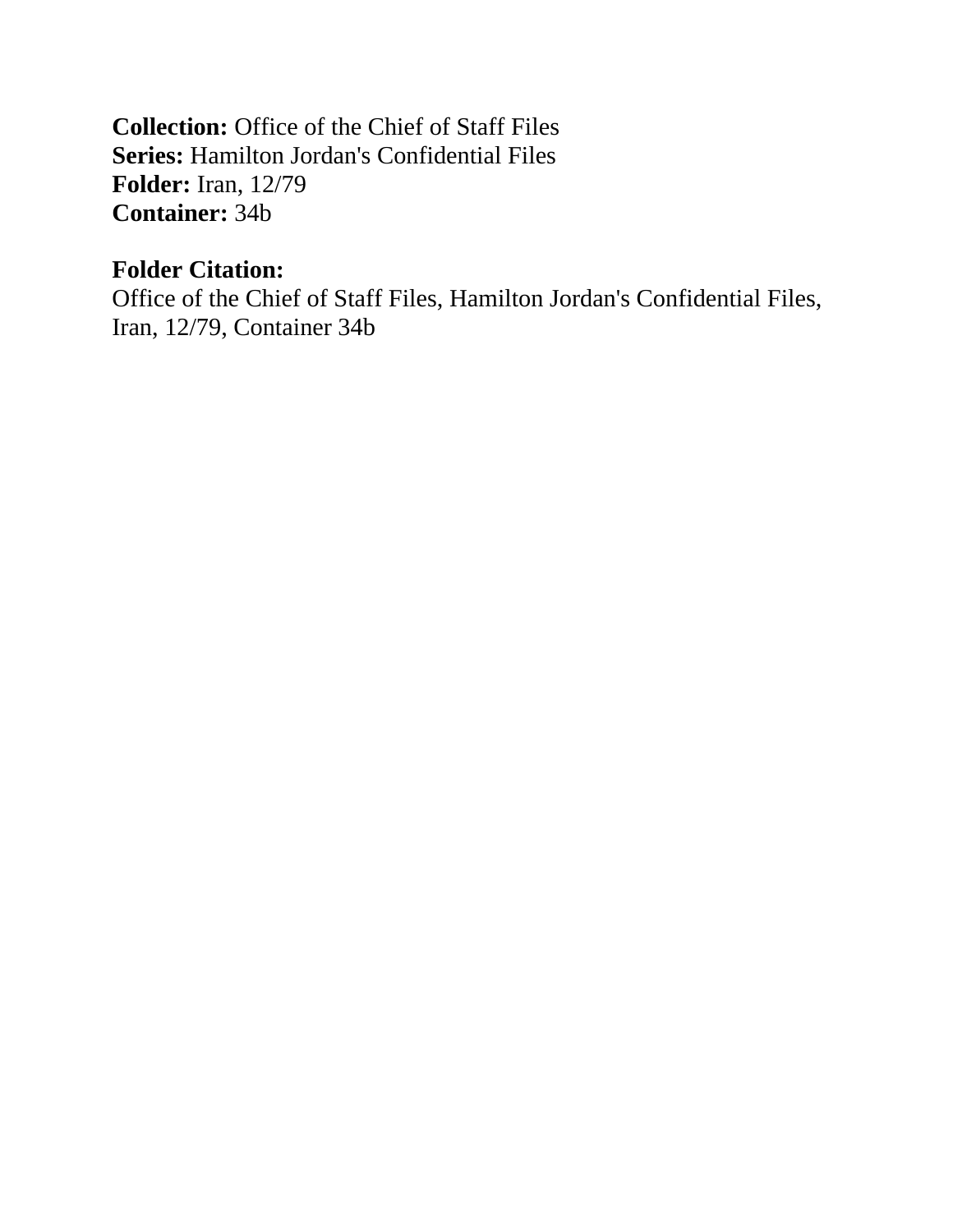**Collection:** Office of the Chief of Staff Files
**Series:** Hamilton Jordan's Confidential Files
**Folder:** Iran, 12/79
**Container:** 34b

**Folder Citation:**
Office of the Chief of Staff Files, Hamilton Jordan's Confidential Files, Iran, 12/79, Container 34b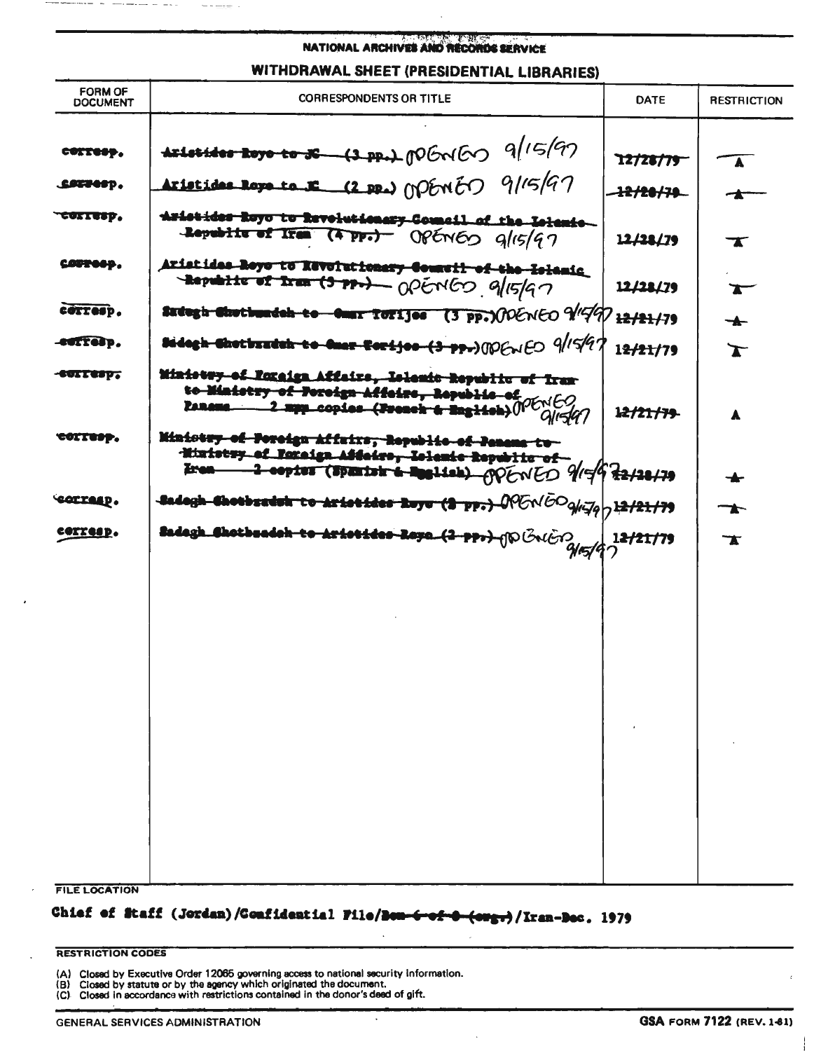NATIONAL ARCHIVES AND RECORDS SERVICE

## WITHDRAWAL SHEET (PRESIDENTIAL LIBRARIES)

| FORM OF DOCUMENT | CORRESPONDENTS OR TITLE | DATE | RESTRICTION |
|---|---|---|---|
| corresp. | ~~Aristides Royo to JC (3 pp.)~~ OPENED 9/15/97 | ~~12/28/79~~ | ~~A~~ |
| corresp. | ~~Aristides Royo to JC (2 pp.)~~ OPENED 9/15/97 | ~~12/28/79~~ | ~~A~~ |
| corresp. | ~~Aristides Royo to Revolutionary Council of the Islamic Republic of Iran (4 pp.)~~ OPENED 9/15/97 | 12/28/79 | ~~A~~ |
| corresp. | ~~Aristides Royo to Revolutionary Council of the Islamic Republic of Iran (3 pp.)~~ OPENED 9/15/97 | 12/28/79 | ~~A~~ |
| corresp. | ~~Sadegh Ghotbzadeh to Omar Torijos (3 pp.)~~ OPENED 9/15/97 | 12/21/79 | ~~A~~ |
| corresp. | ~~Sadegh Ghotbzadeh to Omar Torijos (3 pp.)~~ OPENED 9/15/97 | 12/21/79 | ~~A~~ |
| corresp. | ~~Ministry of Foreign Affairs, Islamic Republic of Iran to Ministry of Foreign Affairs, Republic of Panama 2 pp copies (French & English)~~ OPENED 9/15/97 | ~~12/21/79~~ | A |
| corresp. | ~~Ministry of Foreign Affairs, Republic of Panama to Ministry of Foreign Affairs, Islamic Republic of Iran 2 copies (Spanish & English)~~ OPENED 9/15/97 | ~~12/28/79~~ | ~~A~~ |
| corresp. | ~~Sadegh Ghotbzadeh to Aristides Royo (2 pp.)~~ OPENED 9/15/97 | ~~12/21/79~~ | ~~A~~ |
| corresp. | ~~Sadegh Ghotbzadeh to Aristides Royo (2 pp.)~~ OPENED 9/15/97 | ~~12/21/79~~ | ~~A~~ |

FILE LOCATION

Chief of Staff (Jordan)/Confidential File/~~Box 6 of 8 (argr)~~/Iran-Dec. 1979

RESTRICTION CODES

(A) Closed by Executive Order 12065 governing access to national security information.
(B) Closed by statute or by the agency which originated the document.
(C) Closed in accordance with restrictions contained in the donor's deed of gift.

GENERAL SERVICES ADMINISTRATION GSA FORM 7122 (REV. 1-81)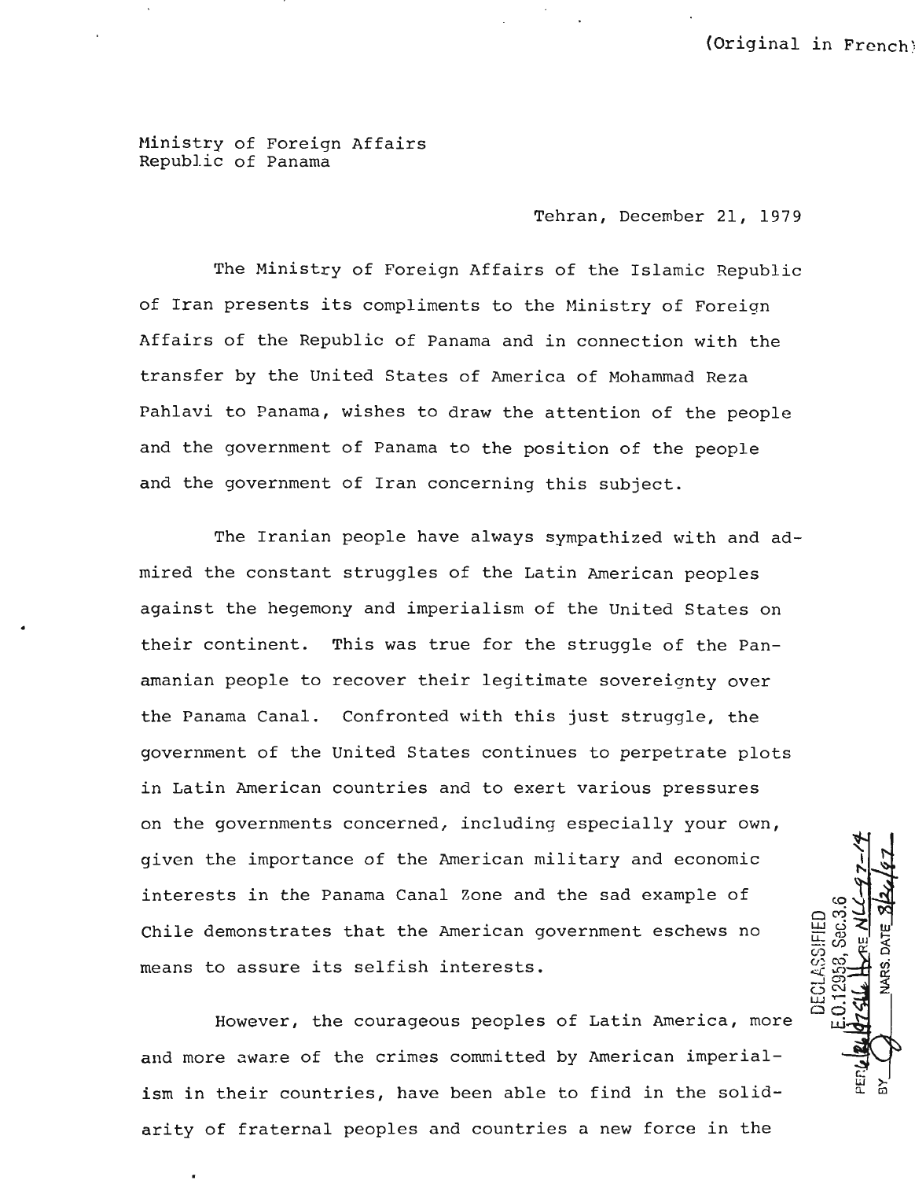(Original in French)

Ministry of Foreign Affairs
Republic of Panama

Tehran, December 21, 1979

The Ministry of Foreign Affairs of the Islamic Republic of Iran presents its compliments to the Ministry of Foreign Affairs of the Republic of Panama and in connection with the transfer by the United States of America of Mohammad Reza Pahlavi to Panama, wishes to draw the attention of the people and the government of Panama to the position of the people and the government of Iran concerning this subject.

The Iranian people have always sympathized with and admired the constant struggles of the Latin American peoples against the hegemony and imperialism of the United States on their continent. This was true for the struggle of the Panamanian people to recover their legitimate sovereignty over the Panama Canal. Confronted with this just struggle, the government of the United States continues to perpetrate plots in Latin American countries and to exert various pressures on the governments concerned, including especially your own, given the importance of the American military and economic interests in the Panama Canal Zone and the sad example of Chile demonstrates that the American government eschews no means to assure its selfish interests.

However, the courageous peoples of Latin America, more and more aware of the crimes committed by American imperialism in their countries, have been able to find in the solidarity of fraternal peoples and countries a new force in the

DECLASSIFIED
E.O.12958, Sec.3.6
PER 6/26/97 State HR RE NLC-97-14
BY NARS, DATE 8/26/97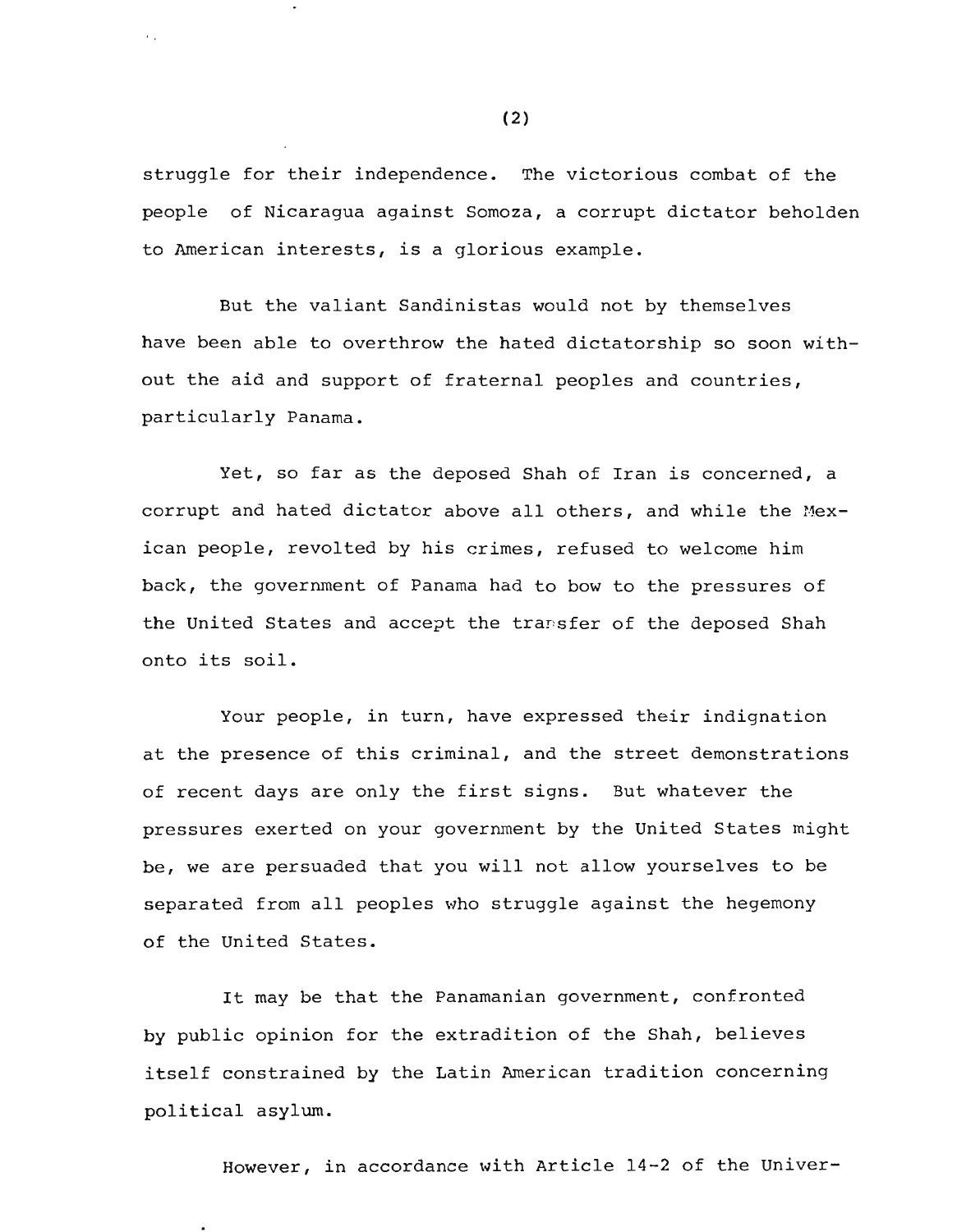struggle for their independence. The victorious combat of the people of Nicaragua against Somoza, a corrupt dictator beholden to American interests, is a glorious example.

But the valiant Sandinistas would not by themselves have been able to overthrow the hated dictatorship so soon without the aid and support of fraternal peoples and countries, particularly Panama.

Yet, so far as the deposed Shah of Iran is concerned, a corrupt and hated dictator above all others, and while the Mexican people, revolted by his crimes, refused to welcome him back, the government of Panama had to bow to the pressures of the United States and accept the transfer of the deposed Shah onto its soil.

Your people, in turn, have expressed their indignation at the presence of this criminal, and the street demonstrations of recent days are only the first signs. But whatever the pressures exerted on your government by the United States might be, we are persuaded that you will not allow yourselves to be separated from all peoples who struggle against the hegemony of the United States.

It may be that the Panamanian government, confronted by public opinion for the extradition of the Shah, believes itself constrained by the Latin American tradition concerning political asylum.

However, in accordance with Article 14-2 of the Univer-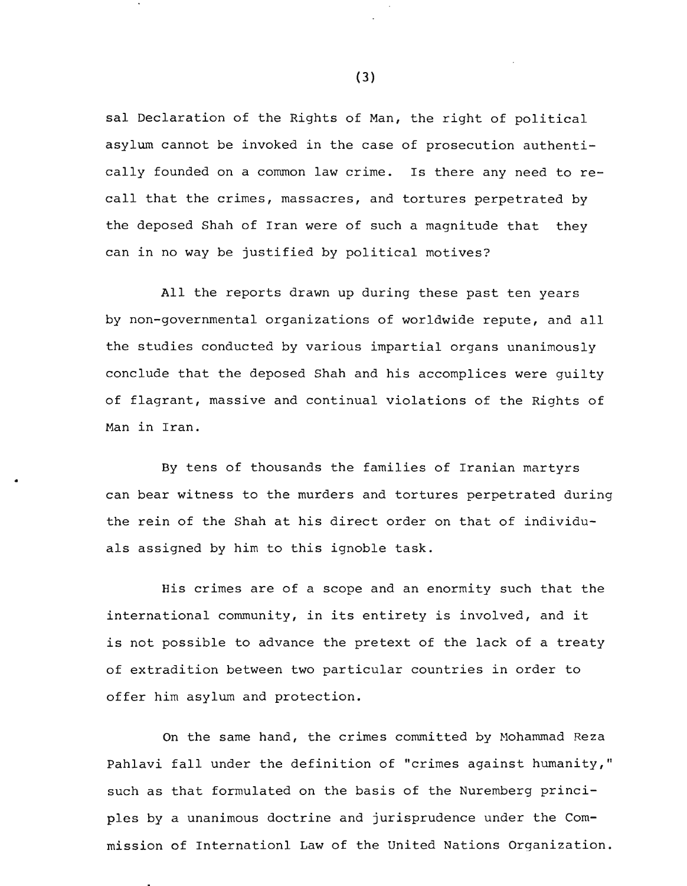sal Declaration of the Rights of Man, the right of political asylum cannot be invoked in the case of prosecution authentically founded on a common law crime. Is there any need to recall that the crimes, massacres, and tortures perpetrated by the deposed Shah of Iran were of such a magnitude that they can in no way be justified by political motives?

All the reports drawn up during these past ten years by non-governmental organizations of worldwide repute, and all the studies conducted by various impartial organs unanimously conclude that the deposed Shah and his accomplices were guilty of flagrant, massive and continual violations of the Rights of Man in Iran.

By tens of thousands the families of Iranian martyrs can bear witness to the murders and tortures perpetrated during the rein of the Shah at his direct order on that of individuals assigned by him to this ignoble task.

His crimes are of a scope and an enormity such that the international community, in its entirety is involved, and it is not possible to advance the pretext of the lack of a treaty of extradition between two particular countries in order to offer him asylum and protection.

On the same hand, the crimes committed by Mohammad Reza Pahlavi fall under the definition of "crimes against humanity," such as that formulated on the basis of the Nuremberg principles by a unanimous doctrine and jurisprudence under the Commission of Internationl Law of the United Nations Organization.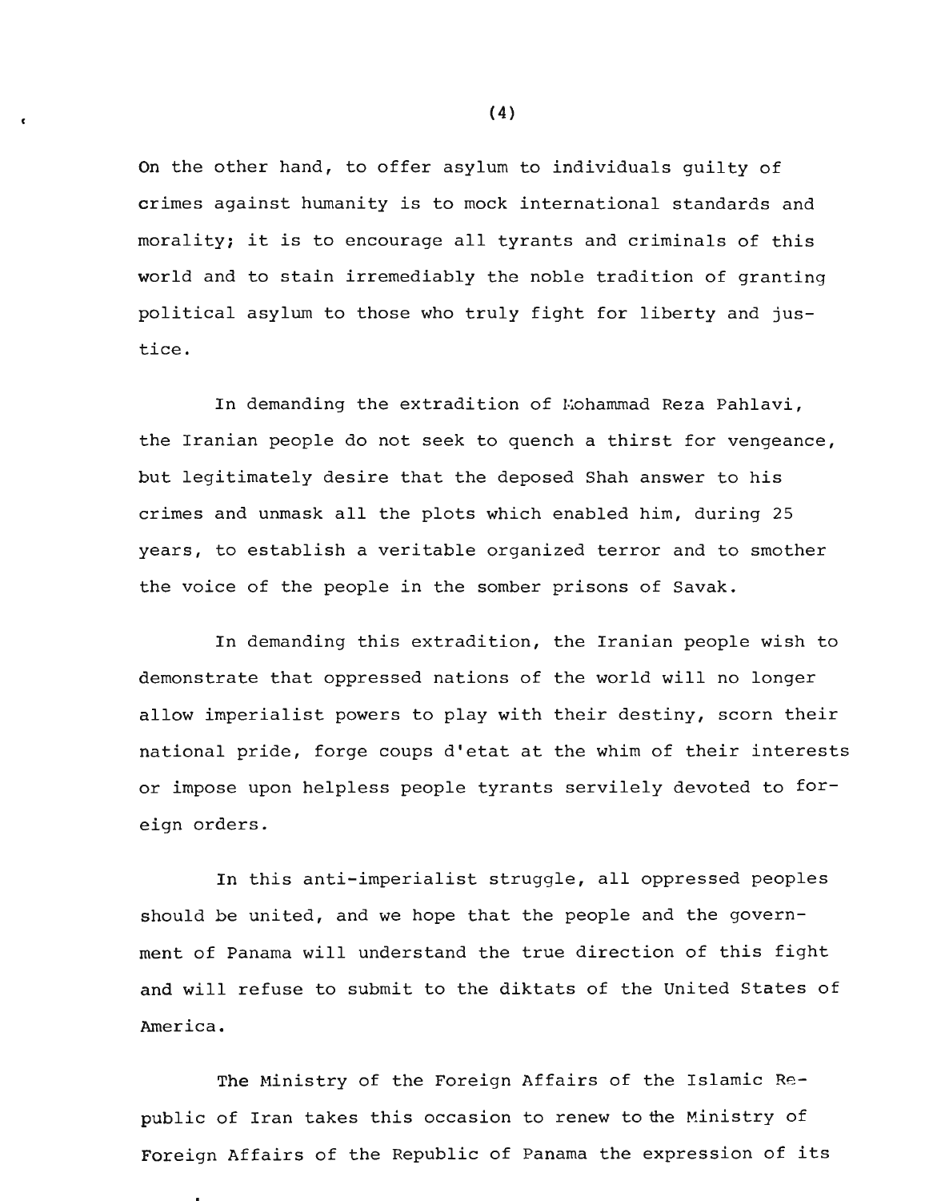On the other hand, to offer asylum to individuals guilty of crimes against humanity is to mock international standards and morality; it is to encourage all tyrants and criminals of this world and to stain irremediably the noble tradition of granting political asylum to those who truly fight for liberty and justice.

In demanding the extradition of Mohammad Reza Pahlavi, the Iranian people do not seek to quench a thirst for vengeance, but legitimately desire that the deposed Shah answer to his crimes and unmask all the plots which enabled him, during 25 years, to establish a veritable organized terror and to smother the voice of the people in the somber prisons of Savak.

In demanding this extradition, the Iranian people wish to demonstrate that oppressed nations of the world will no longer allow imperialist powers to play with their destiny, scorn their national pride, forge coups d'etat at the whim of their interests or impose upon helpless people tyrants servilely devoted to foreign orders.

In this anti-imperialist struggle, all oppressed peoples should be united, and we hope that the people and the government of Panama will understand the true direction of this fight and will refuse to submit to the diktats of the United States of America.

The Ministry of the Foreign Affairs of the Islamic Republic of Iran takes this occasion to renew to the Ministry of Foreign Affairs of the Republic of Panama the expression of its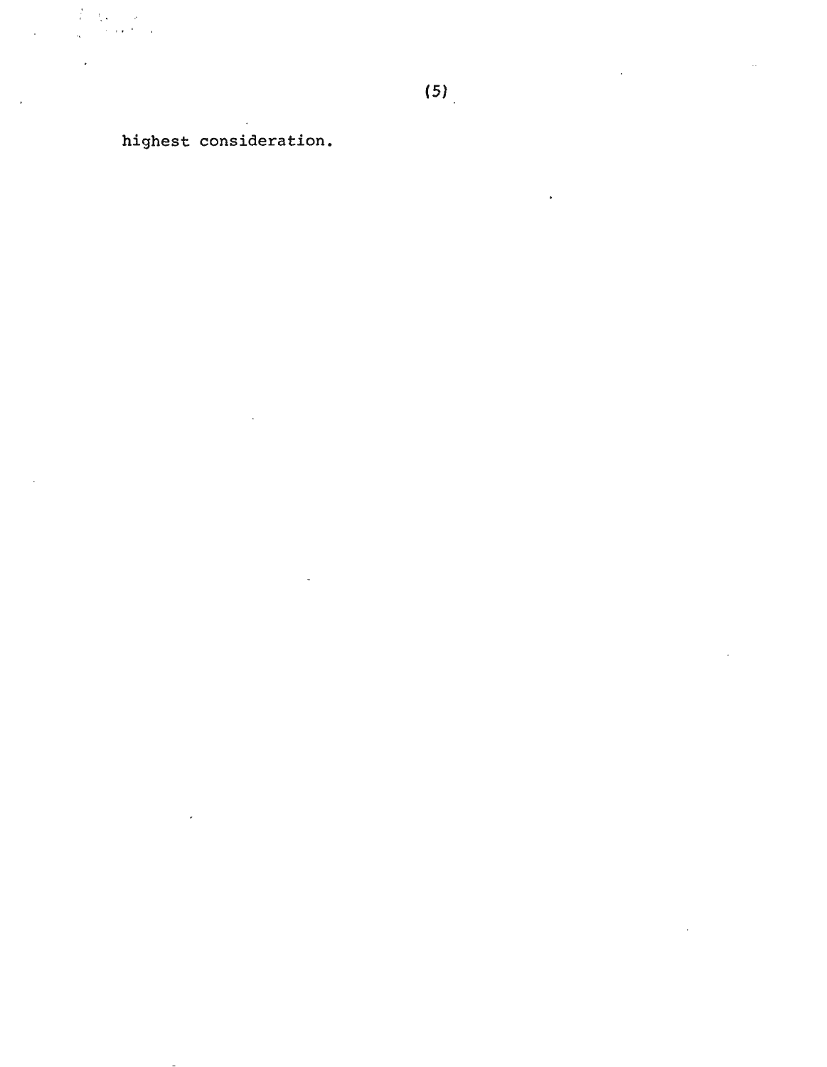highest consideration.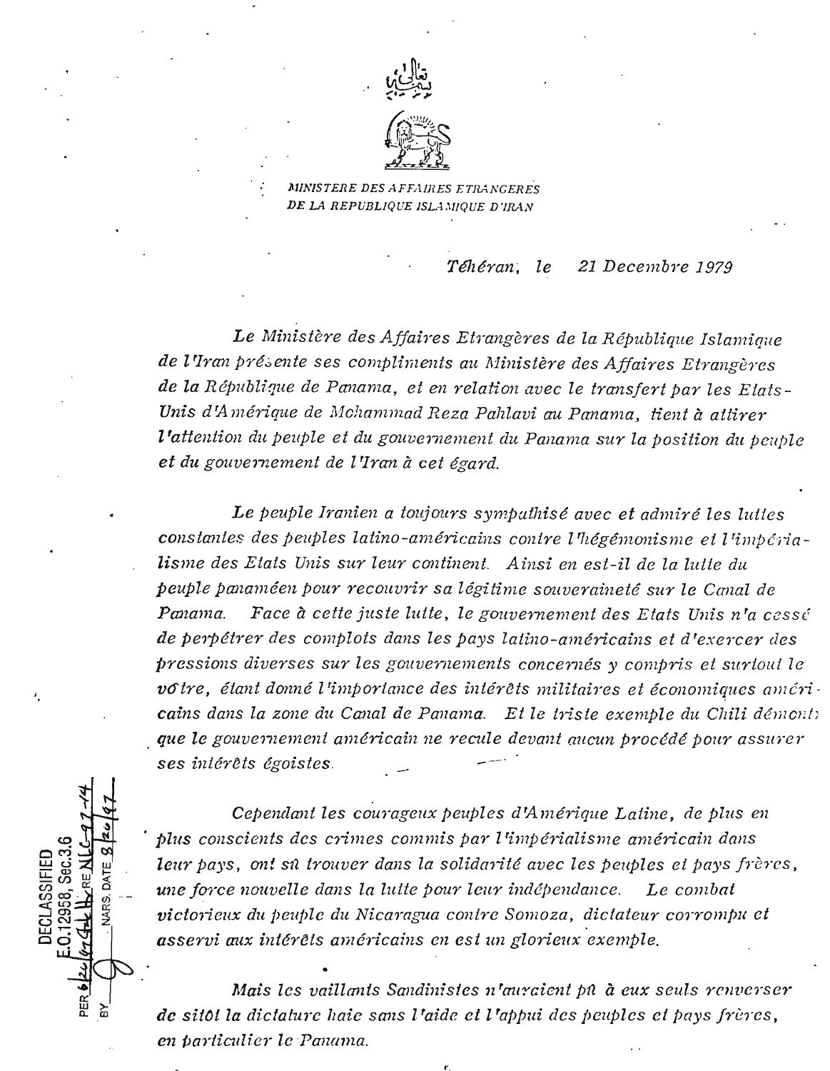تعالی
بسمه

*MINISTERE DES AFFAIRES ETRANGERES*
*DE LA REPUBLIQUE ISLAMIQUE D'IRAN*

*Téhéran, le 21 Decembre 1979*

*Le Ministère des Affaires Etrangères de la République Islamique de l'Iran présente ses compliments au Ministère des Affaires Etrangères de la République de Panama, et en relation avec le transfert par les Etats-Unis d'Amérique de Mohammad Reza Pahlavi au Panama, tient à attirer l'attention du peuple et du gouvernement du Panama sur la position du peuple et du gouvernement de l'Iran à cet égard.*

*Le peuple Iranien a toujours sympathisé avec et admiré les luttes constantes des peuples latino-américains contre l'hégémonisme et l'impérialisme des Etats Unis sur leur continent. Ainsi en est-il de la lutte du peuple panaméen pour recouvrir sa légitime souveraineté sur le Canal de Panama. Face à cette juste lutte, le gouvernement des Etats Unis n'a cessé de perpétrer des complots dans les pays latino-américains et d'exercer des pressions diverses sur les gouvernements concernés y compris et surtout le vôtre, étant donné l'importance des intérêts militaires et économiques américains dans la zone du Canal de Panama. Et le triste exemple du Chili démontre que le gouvernement américain ne recule devant aucun procédé pour assurer ses intérêts égoistes.*

*Cependant les courageux peuples d'Amérique Latine, de plus en plus conscients des crimes commis par l'impérialisme américain dans leur pays, ont sû trouver dans la solidarité avec les peuples et pays frères, une force nouvelle dans la lutte pour leur indépendance. Le combat victorieux du peuple du Nicaragua contre Somoza, dictateur corrompu et asservi aux intérêts américains en est un glorieux exemple.*

*Mais les vaillants Sandinistes n'auraient pû à eux seuls renverser de sitôt la dictature haie sans l'aide et l'appui des peuples et pays frères, en particulier le Panama.*

DECLASSIFIED
E.O.12958, Sec.3.6
PER 6/26/97 Ltr RE NLC-97-14
BY ___ NARS. DATE 8/26/97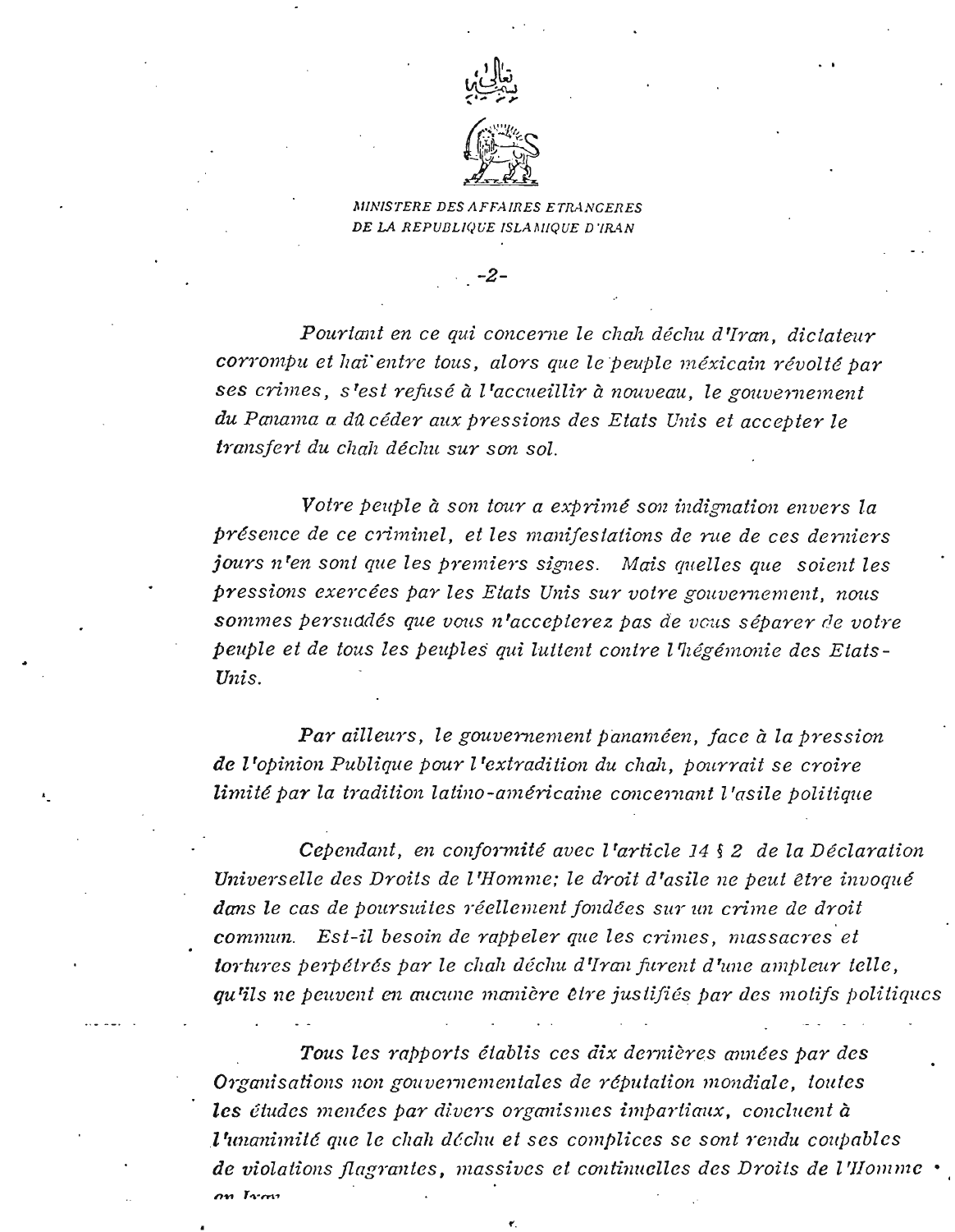بسمه تعالی

MINISTERE DES AFFAIRES ETRANGERES
DE LA REPUBLIQUE ISLAMIQUE D'IRAN

*Pourtant en ce qui concerne le chah déchu d'Iran, dictateur corrompu et haï entre tous, alors que le peuple méxicain révolté par ses crimes, s'est refusé à l'accueillir à nouveau, le gouvernement du Panama a dû céder aux pressions des Etats Unis et accepter le transfert du chah déchu sur son sol.*

*Votre peuple à son tour a exprimé son indignation envers la présence de ce criminel, et les manifestations de rue de ces derniers jours n'en sont que les premiers signes. Mais quelles que soient les pressions exercées par les Etats Unis sur votre gouvernement, nous sommes persuadés que vous n'accepterez pas de vous séparer de votre peuple et de tous les peuples qui luttent contre l'hégémonie des Etats-Unis.*

*Par ailleurs, le gouvernement panaméen, face à la pression de l'opinion Publique pour l'extradition du chah, pourrait se croire limité par la tradition latino-américaine concernant l'asile politique*

*Cependant, en conformité avec l'article 14 § 2 de la Déclaration Universelle des Droits de l'Homme; le droit d'asile ne peut être invoqué dans le cas de poursuites réellement fondées sur un crime de droit commun. Est-il besoin de rappeler que les crimes, massacres et tortures perpétrés par le chah déchu d'Iran furent d'une ampleur telle, qu'ils ne peuvent en aucune manière être justifiés par des motifs politiques*

*Tous les rapports établis ces dix dernières années par des Organisations non gouvernementales de réputation mondiale, toutes les études menées par divers organismes impartiaux, concluent à l'unanimité que le chah déchu et ses complices se sont rendu coupables de violations flagrantes, massives et continuelles des Droits de l'Homme en Iran*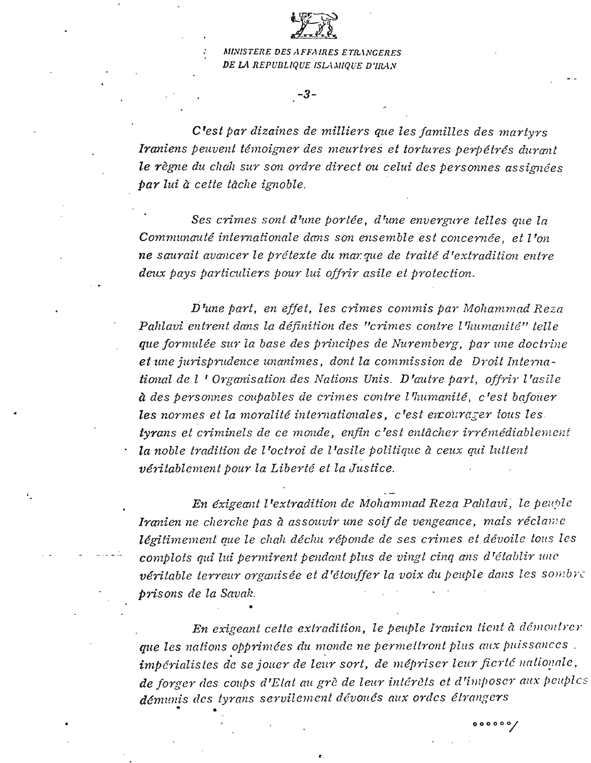MINISTERE DES AFFAIRES ETRANGERES
DE LA REPUBLIQUE ISLAMIQUE D'IRAN

*C'est par dizaines de milliers que les familles des martyrs Iraniens peuvent témoigner des meurtres et tortures perpétrés durant le règne du chah sur son ordre direct ou celui des personnes assignées par lui à cette tâche ignoble.*

*Ses crimes sont d'une portée, d'une envergure telles que la Communauté internationale dans son ensemble est concernée, et l'on ne saurait avancer le prétexte du manque de traité d'extradition entre deux pays particuliers pour lui offrir asile et protection.*

*D'une part, en effet, les crimes commis par Mohammad Reza Pahlavi entrent dans la définition des "crimes contre l'humanité" telle que formulée sur la base des principes de Nuremberg, par une doctrine et une jurisprudence unanimes, dont la commission de Droit International de l'Organisation des Nations Unis. D'autre part, offrir l'asile à des personnes coupables de crimes contre l'humanité, c'est bafouer les normes et la moralité internationales, c'est encourager tous les tyrans et criminels de ce monde, enfin c'est entâcher irrémédiablement la noble tradition de l'octroi de l'asile politique à ceux qui luttent véritablement pour la Liberté et la Justice.*

*En exigeant l'extradition de Mohammad Reza Pahlavi, le peuple Iranien ne cherche pas à assouvir une soif de vengeance, mais réclame légitimement que le chah déchu réponde de ses crimes et dévoile tous les complots qui lui permirent pendant plus de vingt cinq ans d'établir une véritable terreur organisée et d'étouffer la voix du peuple dans les sombres prisons de la Savak.*

*En exigeant cette extradition, le peuple Iranien tient à démontrer que les nations opprimées du monde ne permettront plus aux puissances impérialistes de se jouer de leur sort, de mépriser leur fierté nationale, de forger des coups d'Etat au gré de leur intérêts et d'imposer aux peuples démunis des tyrans servilement dévoués aux ordes étrangers*

oooooo/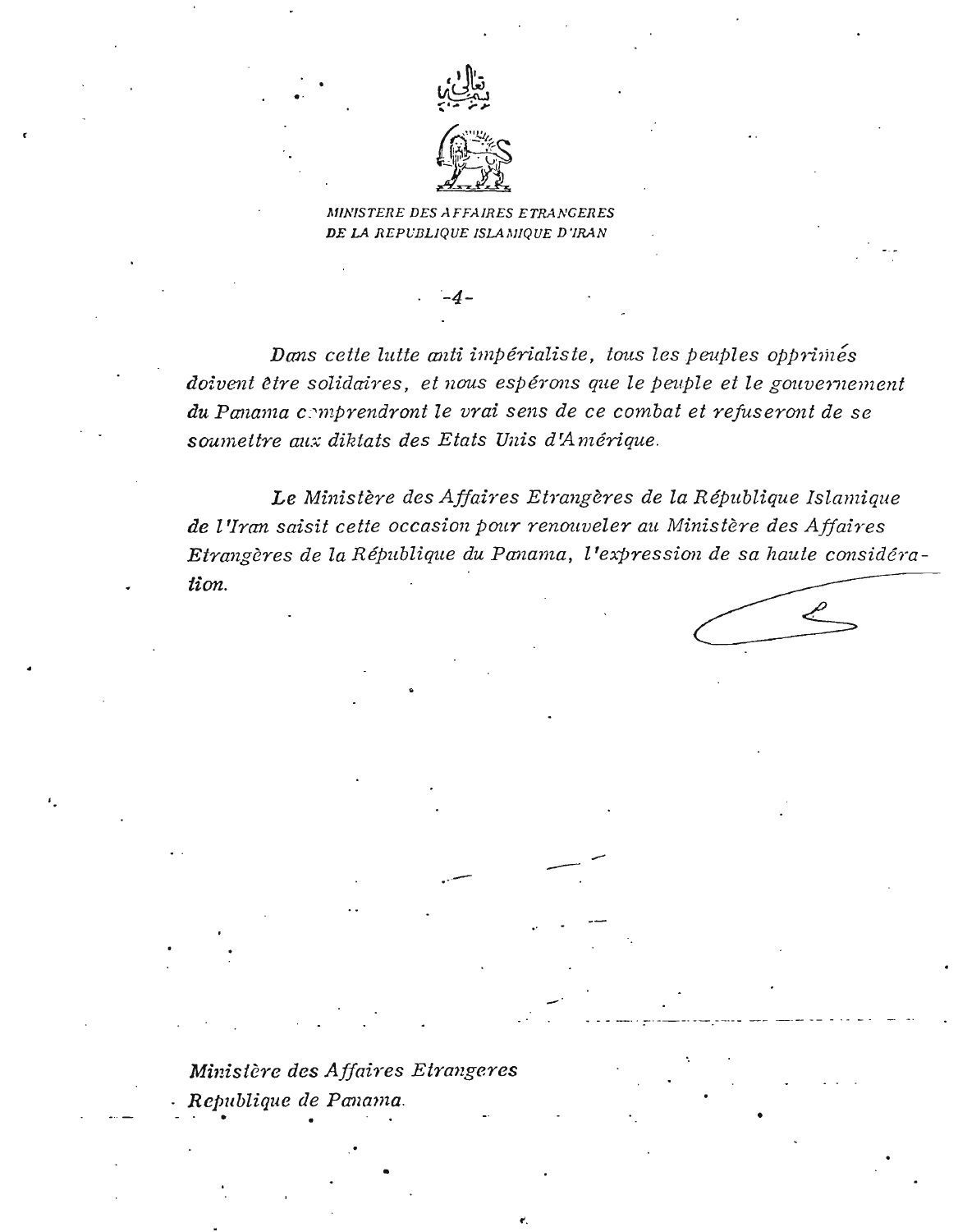MINISTERE DES AFFAIRES ETRANGERES
DE LA REPUBLIQUE ISLAMIQUE D'IRAN

*Dans cette lutte anti impérialiste, tous les peuples opprimés doivent être solidaires, et nous espérons que le peuple et le gouvernement du Panama comprendront le vrai sens de ce combat et refuseront de se soumettre aux diktats des Etats Unis d'Amérique.*

*Le Ministère des Affaires Etrangères de la République Islamique de l'Iran saisit cette occasion pour renouveler au Ministère des Affaires Etrangères de la République du Panama, l'expression de sa haute considération.*

*Ministère des Affaires Etrangeres*
*Republique de Panama.*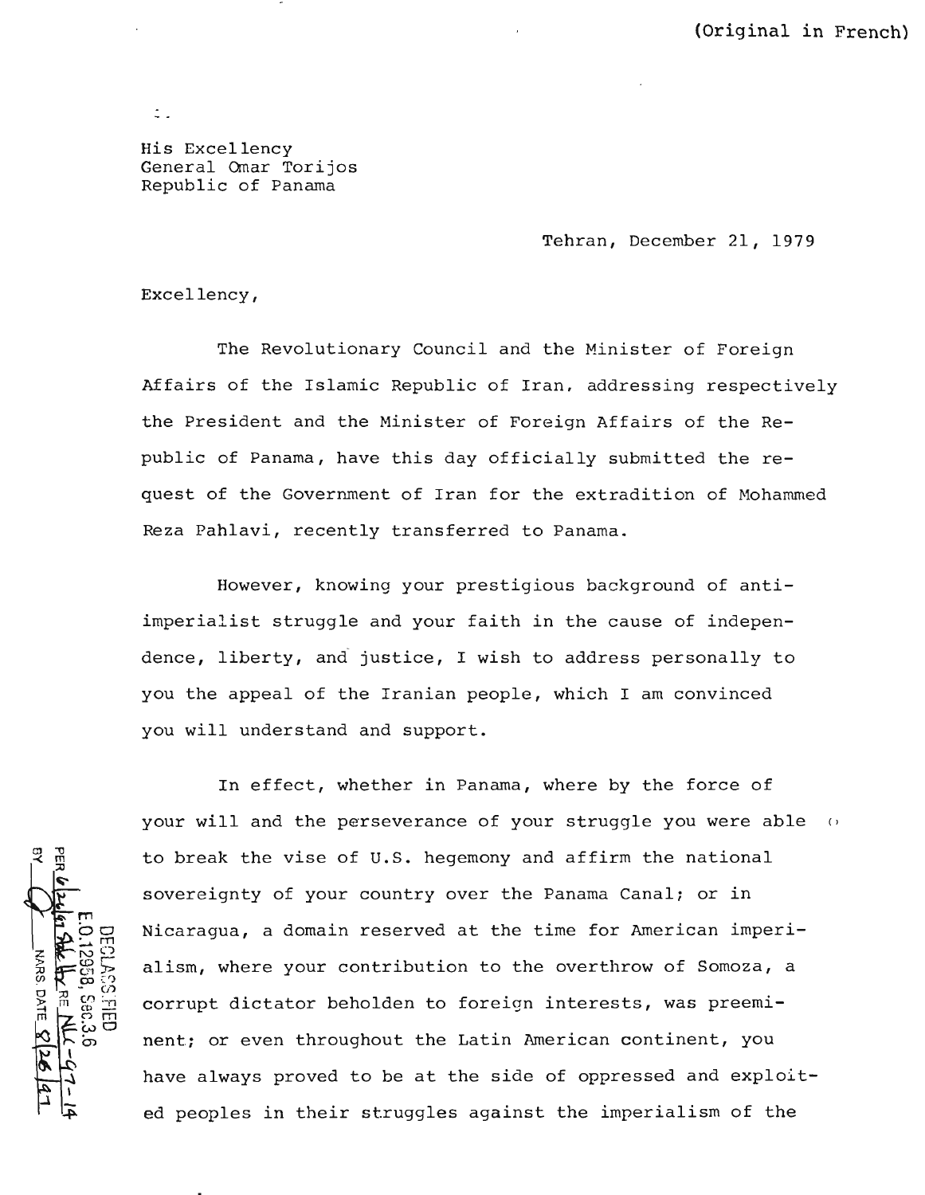(Original in French)

His Excellency
General Omar Torijos
Republic of Panama

Tehran, December 21, 1979

Excellency,

The Revolutionary Council and the Minister of Foreign Affairs of the Islamic Republic of Iran, addressing respectively the President and the Minister of Foreign Affairs of the Republic of Panama, have this day officially submitted the request of the Government of Iran for the extradition of Mohammed Reza Pahlavi, recently transferred to Panama.

However, knowing your prestigious background of anti-imperialist struggle and your faith in the cause of independence, liberty, and justice, I wish to address personally to you the appeal of the Iranian people, which I am convinced you will understand and support.

In effect, whether in Panama, where by the force of your will and the perseverance of your struggle you were able to break the vise of U.S. hegemony and affirm the national sovereignty of your country over the Panama Canal; or in Nicaragua, a domain reserved at the time for American imperialism, where your contribution to the overthrow of Somoza, a corrupt dictator beholden to foreign interests, was preeminent; or even throughout the Latin American continent, you have always proved to be at the side of oppressed and exploited peoples in their struggles against the imperialism of the

DECLASSIFIED
E.O.12958, Sec.3.6
PER 6/26/97 State ltr RE NLC-97-14
BY ___ NARS, DATE 8/26/97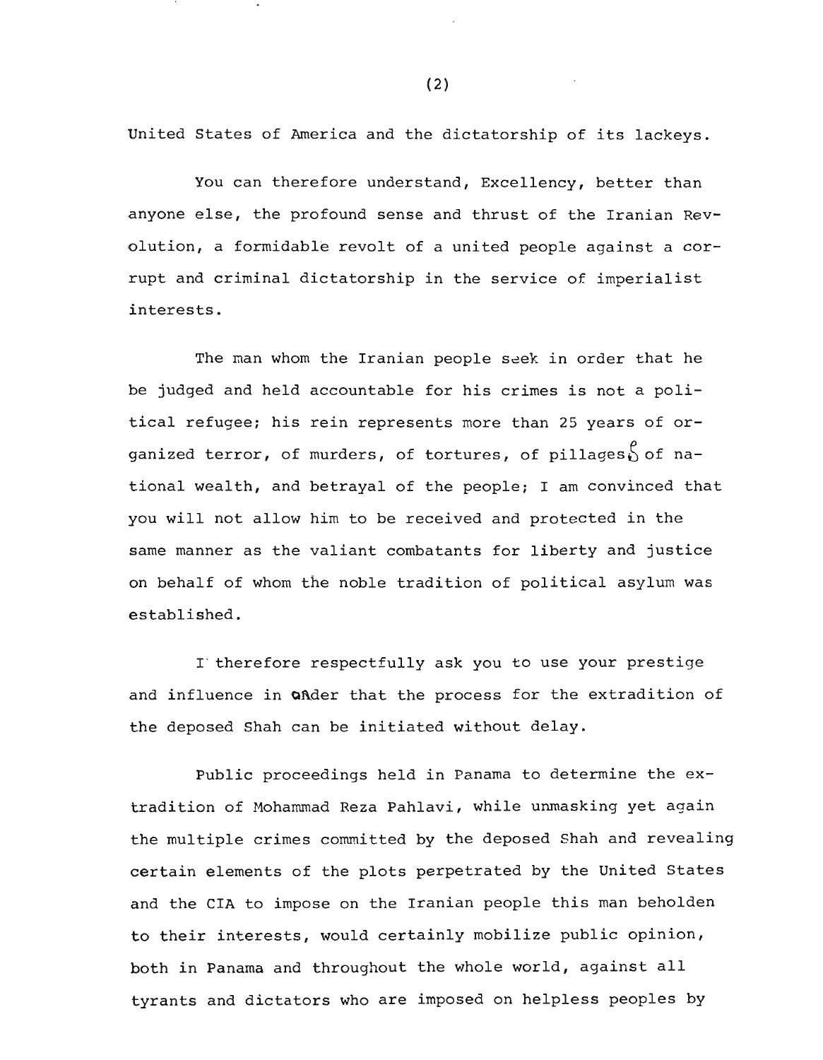United States of America and the dictatorship of its lackeys.

You can therefore understand, Excellency, better than anyone else, the profound sense and thrust of the Iranian Revolution, a formidable revolt of a united people against a corrupt and criminal dictatorship in the service of imperialist interests.

The man whom the Iranian people seek in order that he be judged and held accountable for his crimes is not a political refugee; his rein represents more than 25 years of organized terror, of murders, of tortures, of pillages of national wealth, and betrayal of the people; I am convinced that you will not allow him to be received and protected in the same manner as the valiant combatants for liberty and justice on behalf of whom the noble tradition of political asylum was established.

I therefore respectfully ask you to use your prestige and influence in order that the process for the extradition of the deposed Shah can be initiated without delay.

Public proceedings held in Panama to determine the extradition of Mohammad Reza Pahlavi, while unmasking yet again the multiple crimes committed by the deposed Shah and revealing certain elements of the plots perpetrated by the United States and the CIA to impose on the Iranian people this man beholden to their interests, would certainly mobilize public opinion, both in Panama and throughout the whole world, against all tyrants and dictators who are imposed on helpless peoples by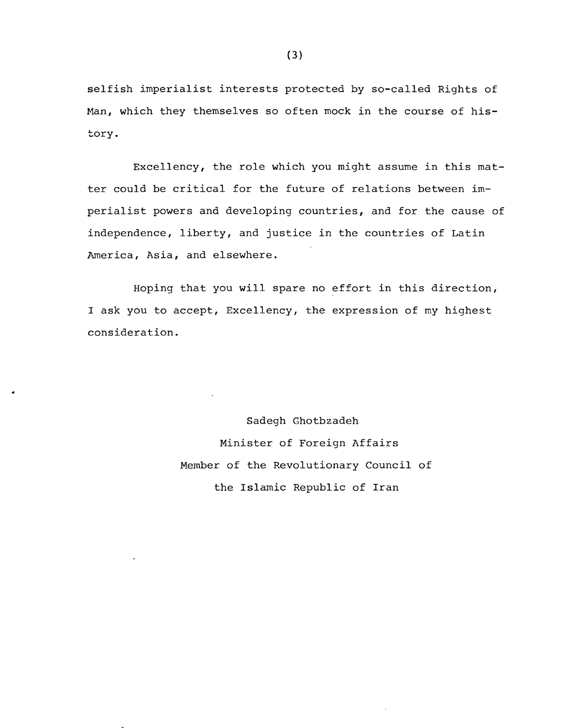selfish imperialist interests protected by so-called Rights of Man, which they themselves so often mock in the course of history.

Excellency, the role which you might assume in this matter could be critical for the future of relations between imperialist powers and developing countries, and for the cause of independence, liberty, and justice in the countries of Latin America, Asia, and elsewhere.

Hoping that you will spare no effort in this direction, I ask you to accept, Excellency, the expression of my highest consideration.

Sadegh Ghotbzadeh
Minister of Foreign Affairs
Member of the Revolutionary Council of
the Islamic Republic of Iran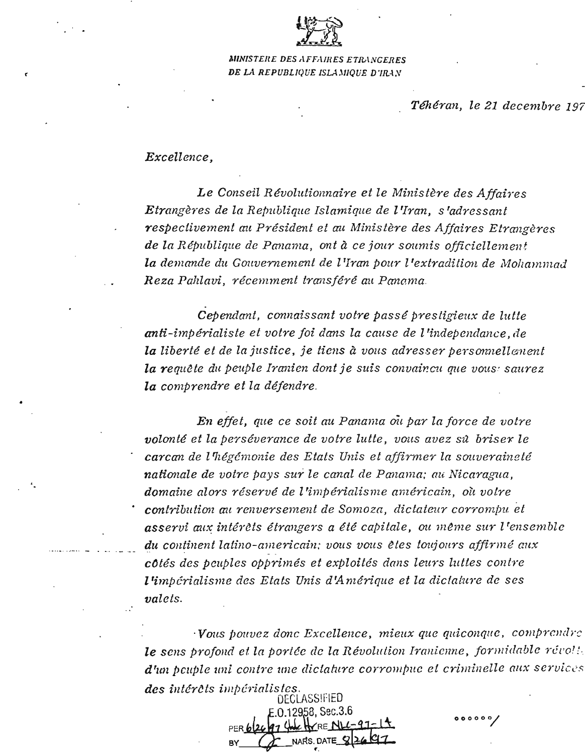MINISTERE DES AFFAIRES ETRANGERES
DE LA REPUBLIQUE ISLAMIQUE D'IRAN

*Téhéran, le 21 decembre 197*

*Excellence,*

*Le Conseil Révolutionnaire et le Ministère des Affaires Etrangères de la Republique Islamique de l'Iran, s'adressant respectivement au Président et au Ministère des Affaires Etrangères de la République de Panama, ont à ce jour soumis officiellement la demande du Gouvernement de l'Iran pour l'extradition de Mohammad Reza Pahlavi, récemment transféré au Panama.*

*Cependant, connaissant votre passé prestigieux de lutte anti-impérialiste et votre foi dans la cause de l'independance, de la liberté et de la justice, je tiens à vous adresser personnellement la requête du peuple Iranien dont je suis convaincu que vous saurez la comprendre et la défendre.*

*En effet, que ce soit au Panama où par la force de votre volonté et la persévérance de votre lutte, vous avez sû briser le carcan de l'hégémonie des Etats Unis et affirmer la souveraineté nationale de votre pays sur le canal de Panama; au Nicaragua, domaine alors réservé de l'impérialisme américain, où votre contribution au renversement de Somoza, dictateur corrompu et asservi aux intérêts étrangers a été capitale, ou même sur l'ensemble du continent latino-americain; vous vous êtes toujours affirmé aux côtés des peuples opprimés et exploités dans leurs luttes contre l'impérialisme des Etats Unis d'Amérique et la dictature de ses valets.*

*Vous pouvez donc Excellence, mieux que quiconque, comprendre le sens profond et la portée de la Révolution Iranienne, formidable révolte d'un peuple uni contre une dictature corrompue et criminelle aux services des intérêts impérialistes.*

DECLASSIFIED
E.O.12958, Sec.3.6
PER 6/26/97 ... RE NLC-97-14
BY ... NARS. DATE 8/26/97

000000/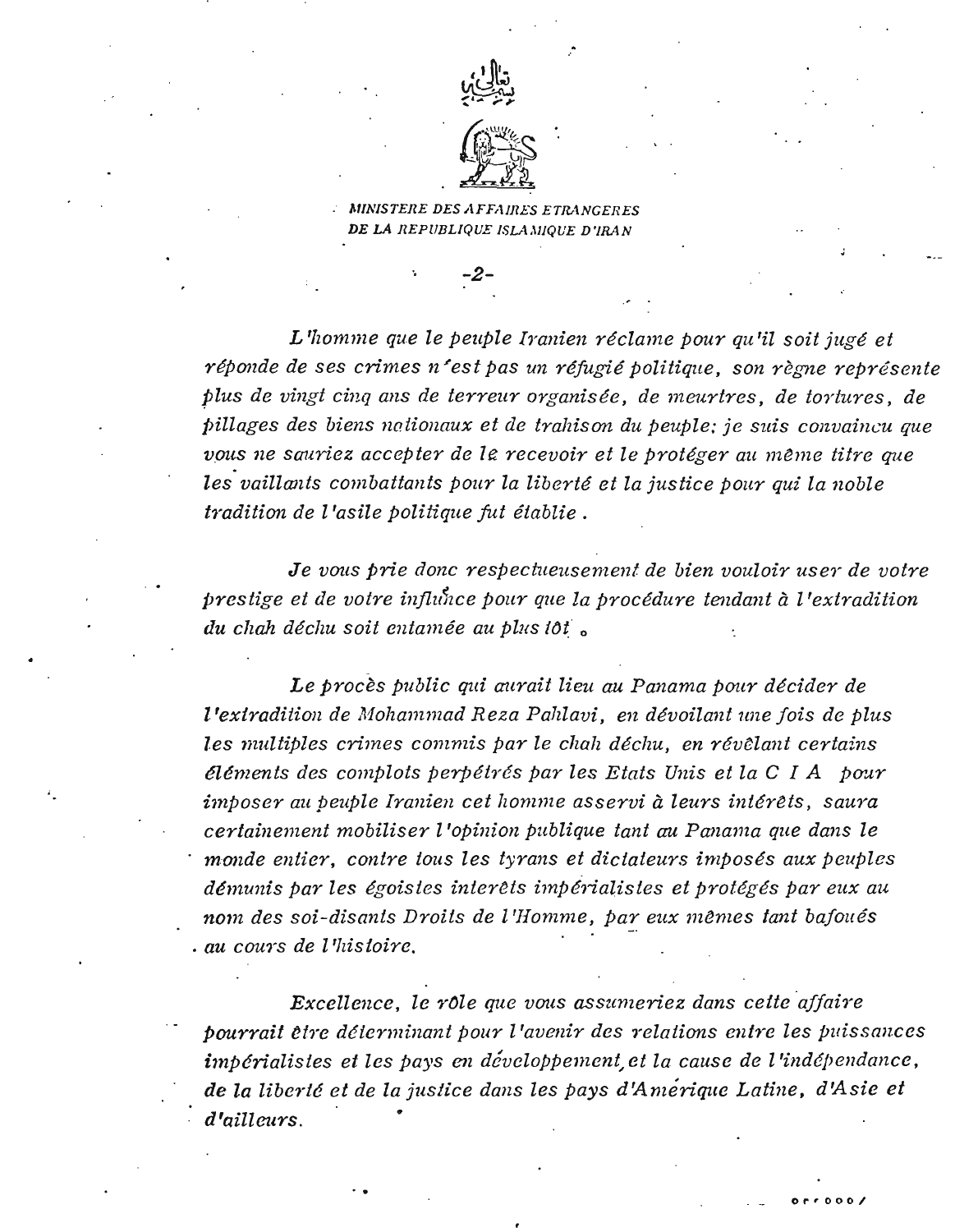MINISTERE DES AFFAIRES ETRANGERES
DE LA REPUBLIQUE ISLAMIQUE D'IRAN

*L'homme que le peuple Iranien réclame pour qu'il soit jugé et réponde de ses crimes n'est pas un réfugié politique, son règne représente plus de vingt cinq ans de terreur organisée, de meurtres, de tortures, de pillages des biens nationaux et de trahison du peuple; je suis convaincu que vous ne sauriez accepter de le recevoir et le protéger au même titre que les vaillants combattants pour la liberté et la justice pour qui la noble tradition de l'asile politique fut établie.*

*Je vous prie donc respectueusement de bien vouloir user de votre prestige et de votre influence pour que la procédure tendant à l'extradition du chah déchu soit entamée au plus tôt.*

*Le procès public qui aurait lieu au Panama pour décider de l'extradition de Mohammad Reza Pahlavi, en dévoilant une fois de plus les multiples crimes commis par le chah déchu, en révélant certains éléments des complots perpétrés par les Etats Unis et la C I A pour imposer au peuple Iranien cet homme asservi à leurs intérêts, saura certainement mobiliser l'opinion publique tant au Panama que dans le monde entier, contre tous les tyrans et dictateurs imposés aux peuples démunis par les égoistes interêts impérialistes et protégés par eux au nom des soi-disants Droits de l'Homme, par eux mêmes tant bafoués au cours de l'histoire.*

*Excellence, le rôle que vous assumeriez dans cette affaire pourrait être déterminant pour l'avenir des relations entre les puissances impérialistes et les pays en développement, et la cause de l'indépendance, de la liberté et de la justice dans les pays d'Amérique Latine, d'Asie et d'ailleurs.*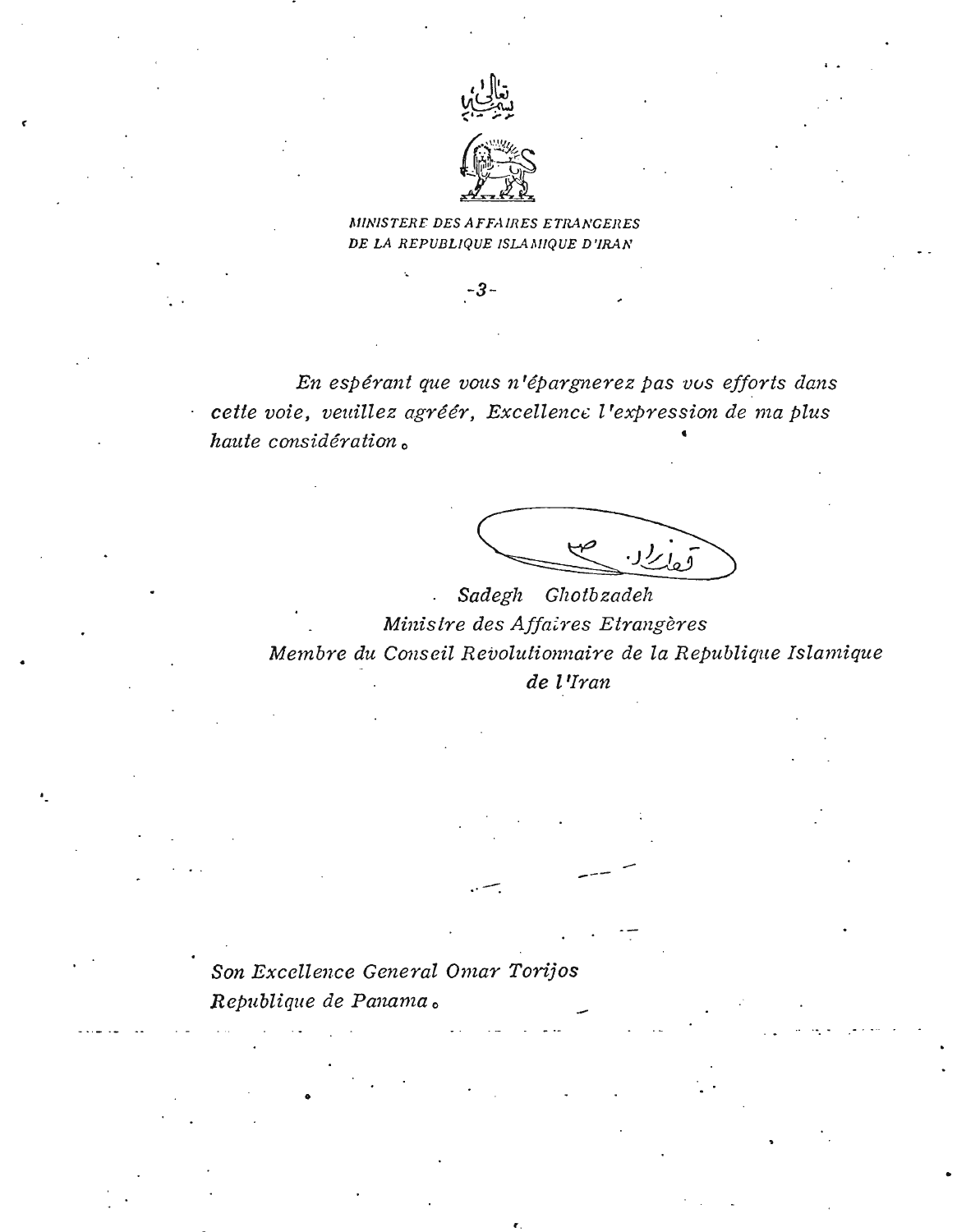*MINISTERE DES AFFAIRES ETRANGERES*
*DE LA REPUBLIQUE ISLAMIQUE D'IRAN*

*En espérant que vous n'épargnerez pas vos efforts dans cette voie, veuillez agréér, Excellence l'expression de ma plus haute considération.*

*Sadegh Ghotbzadeh*
*Ministre des Affaires Etrangères*
*Membre du Conseil Revolutionnaire de la Republique Islamique de l'Iran*

*Son Excellence General Omar Torijos*
*Republique de Panama.*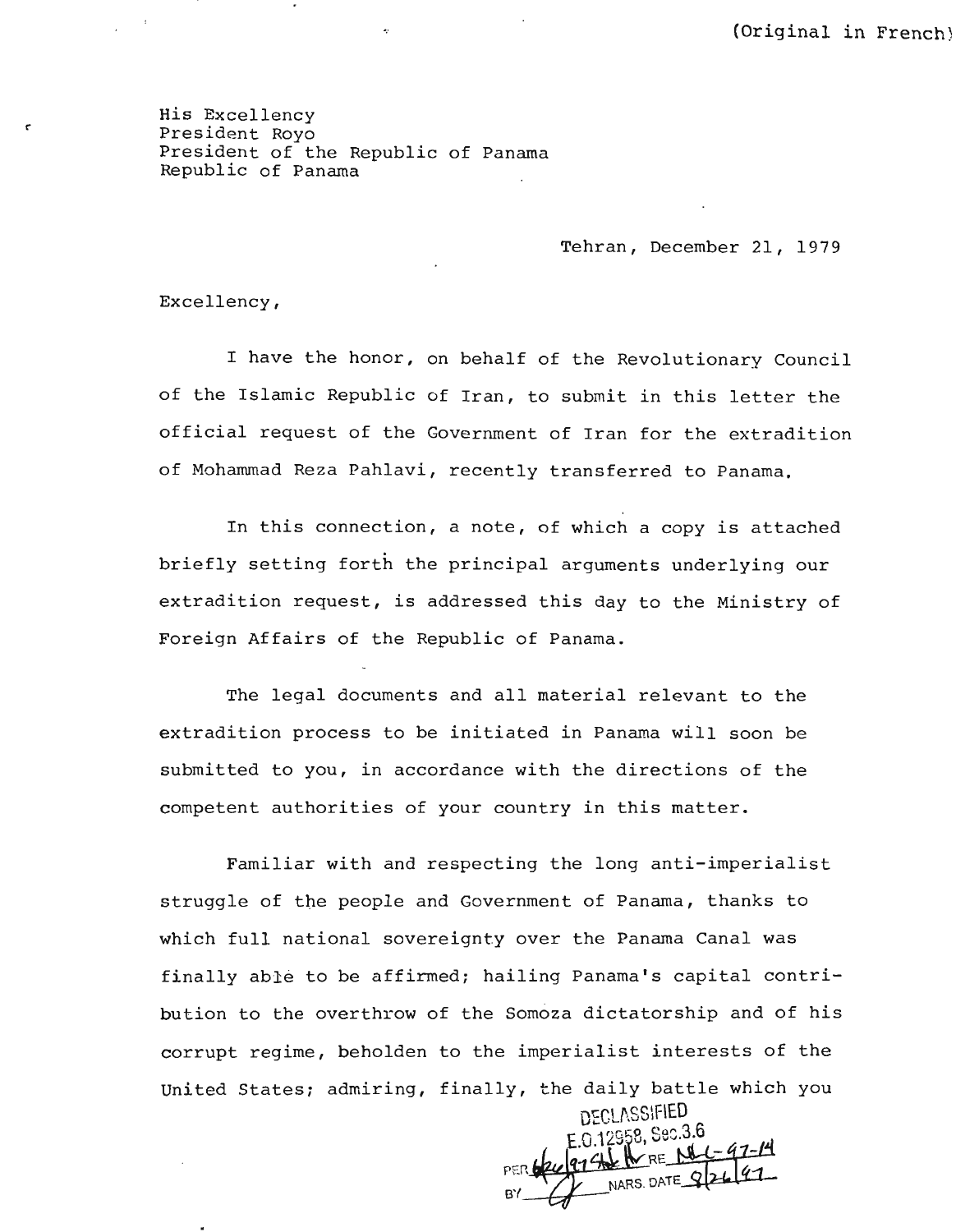(Original in French)

His Excellency
President Royo
President of the Republic of Panama
Republic of Panama

Tehran, December 21, 1979

Excellency,

I have the honor, on behalf of the Revolutionary Council of the Islamic Republic of Iran, to submit in this letter the official request of the Government of Iran for the extradition of Mohammad Reza Pahlavi, recently transferred to Panama.

In this connection, a note, of which a copy is attached briefly setting forth the principal arguments underlying our extradition request, is addressed this day to the Ministry of Foreign Affairs of the Republic of Panama.

The legal documents and all material relevant to the extradition process to be initiated in Panama will soon be submitted to you, in accordance with the directions of the competent authorities of your country in this matter.

Familiar with and respecting the long anti-imperialist struggle of the people and Government of Panama, thanks to which full national sovereignty over the Panama Canal was finally able to be affirmed; hailing Panama's capital contribution to the overthrow of the Somoza dictatorship and of his corrupt regime, beholden to the imperialist interests of the United States; admiring, finally, the daily battle which you

DECLASSIFIED
E.O.12958, Sec.3.6
PER 6/26/97 NSC RE NLC-97-14
BY [signature] NARS. DATE 8/26/97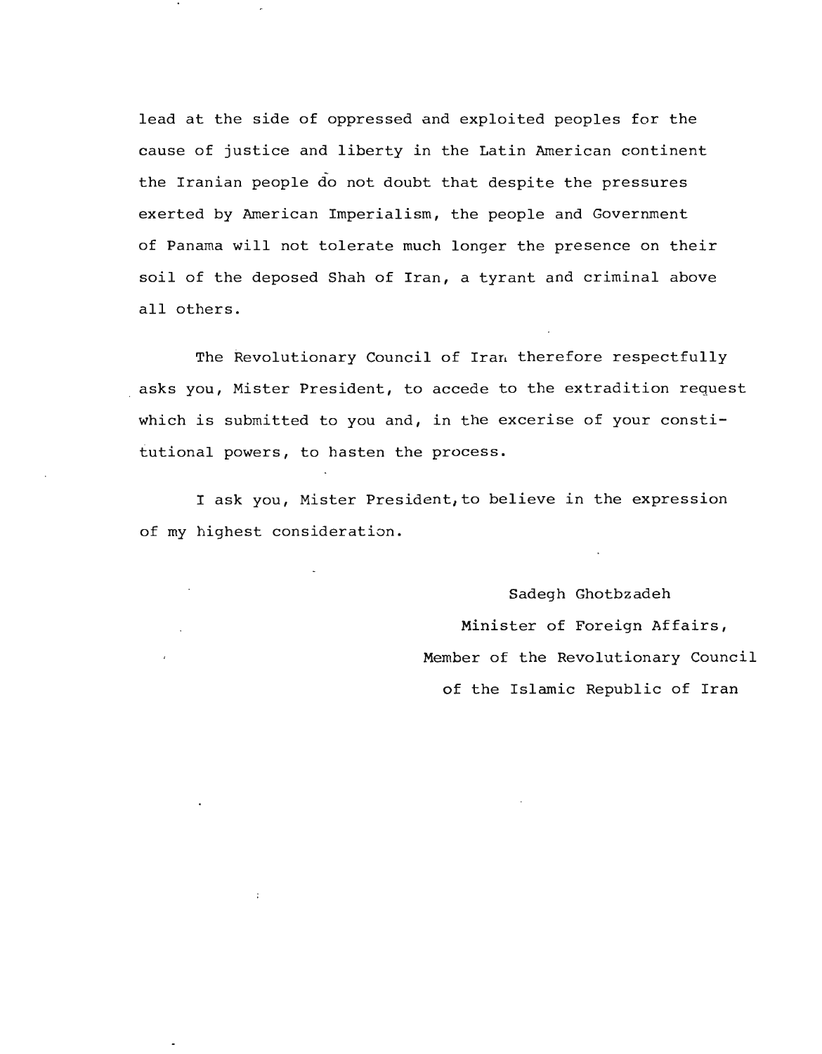lead at the side of oppressed and exploited peoples for the cause of justice and liberty in the Latin American continent the Iranian people do not doubt that despite the pressures exerted by American Imperialism, the people and Government of Panama will not tolerate much longer the presence on their soil of the deposed Shah of Iran, a tyrant and criminal above all others.

The Revolutionary Council of Iran therefore respectfully asks you, Mister President, to accede to the extradition request which is submitted to you and, in the excerise of your constitutional powers, to hasten the process.

I ask you, Mister President, to believe in the expression of my highest consideration.

Sadegh Ghotbzadeh
Minister of Foreign Affairs,
Member of the Revolutionary Council
of the Islamic Republic of Iran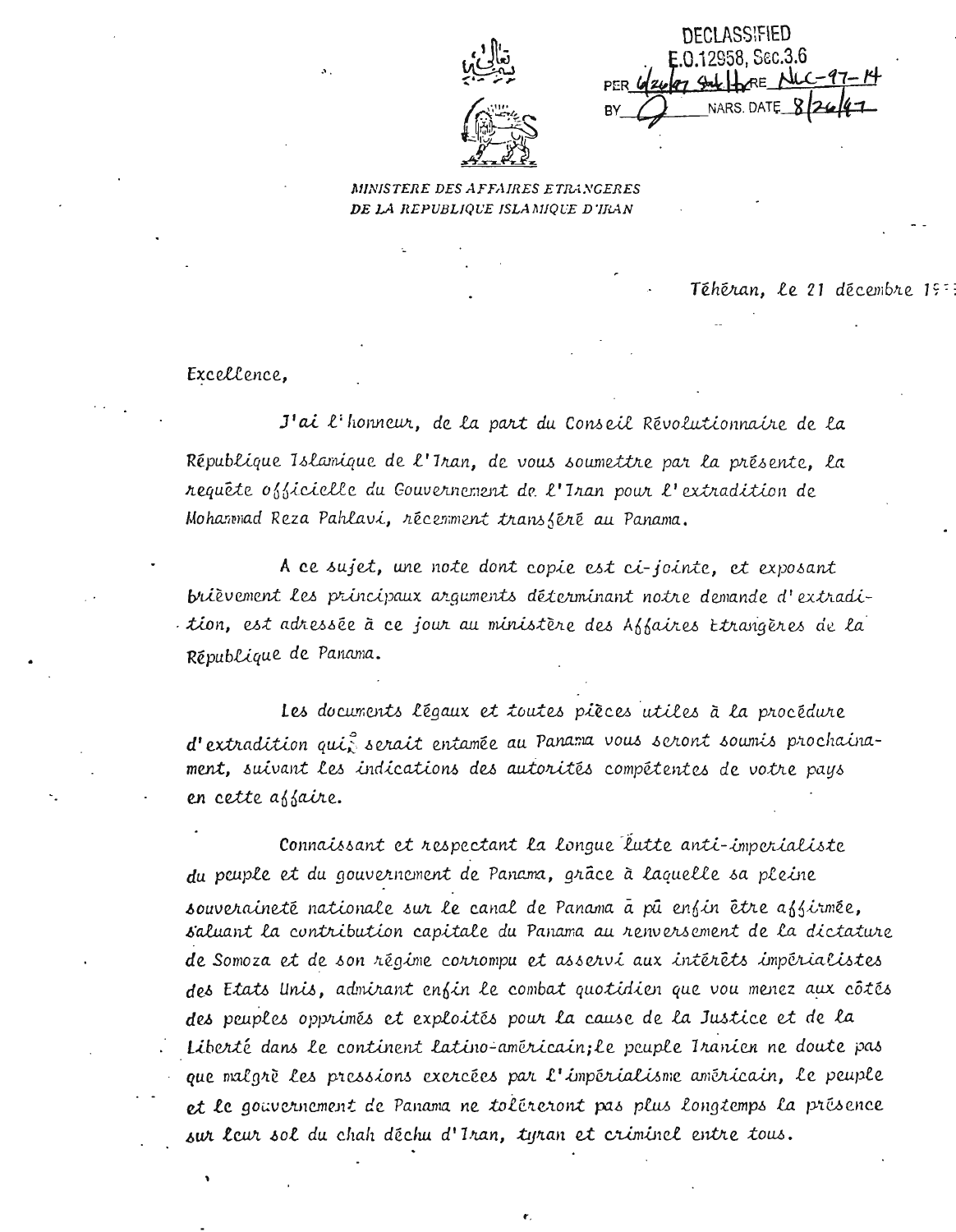DECLASSIFIED
E.O.12958, Sec.3.6
PER 6/26/97 ... RE NLC-97-14
BY ... NARS. DATE 8/26/97

*MINISTERE DES AFFAIRES ETRANGERES*
*DE LA REPUBLIQUE ISLAMIQUE D'IRAN*

Téhéran, le 21 décembre 19..

Excellence,

J'ai l'honneur, de la part du Conseil Révolutionnaire de la République Islamique de l'Iran, de vous soumettre par la présente, la requête officielle du Gouvernement de l'Iran pour l'extradition de Mohammad Reza Pahlavi, récemment transféré au Panama.

A ce sujet, une note dont copie est ci-jointe, et exposant brièvement les principaux arguments déterminant notre demande d'extradition, est adressée à ce jour au ministère des Affaires Etrangères de la République de Panama.

Les documents légaux et toutes pièces utiles à la procédure d'extradition qui serait entamée au Panama vous seront soumis prochainement, suivant les indications des autorités compétentes de votre pays en cette affaire.

Connaissant et respectant la longue lutte anti-impérialiste du peuple et du gouvernement de Panama, grâce à laquelle sa pleine souveraineté nationale sur le canal de Panama a pû enfin être affirmée, saluant la contribution capitale du Panama au renversement de la dictature de Somoza et de son régime corrompu et asservi aux intérêts impérialistes des Etats Unis, admirant enfin le combat quotidien que vou menez aux côtés des peuples opprimés et exploités pour la cause de la Justice et de la Liberté dans le continent latino-américain; le peuple Iranien ne doute pas que malgré les pressions exercées par l'impérialisme américain, le peuple et le gouvernement de Panama ne tolèreront pas plus longtemps la présence sur leur sol du chah déchu d'Iran, tyran et criminel entre tous.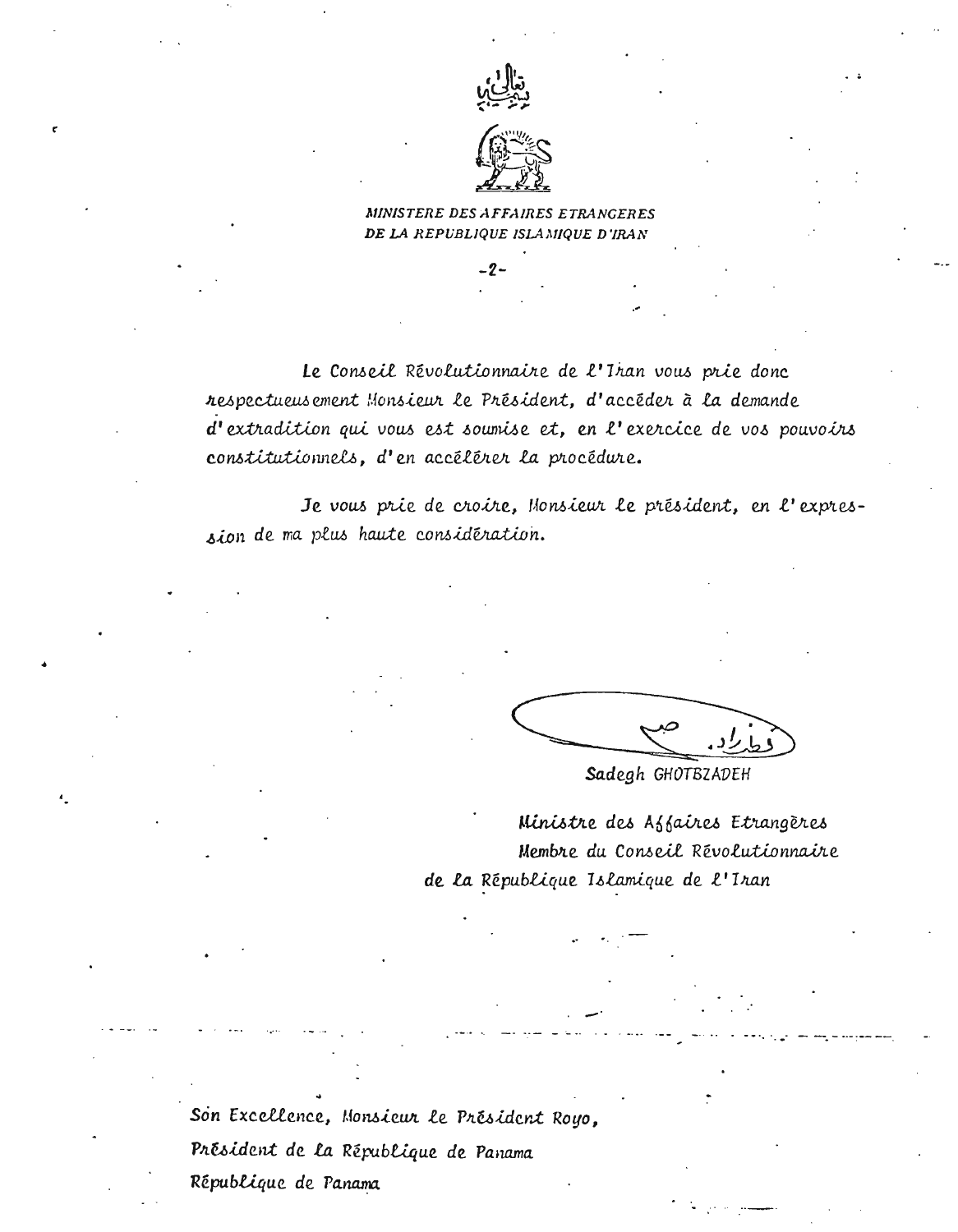بسمه تعالی

MINISTERE DES AFFAIRES ETRANGERES
DE LA REPUBLIQUE ISLAMIQUE D'IRAN

Le Conseil Révolutionnaire de l'Iran vous prie donc respectueusement Monsieur le Président, d'accéder à la demande d'extradition qui vous est soumise et, en l'exercice de vos pouvoirs constitutionnels, d'en accélérer la procédure.

Je vous prie de croire, Monsieur le président, en l'expression de ma plus haute considération.

Sadegh GHOTBZADEH

Ministre des Affaires Etrangères
Membre du Conseil Révolutionnaire
de la République Islamique de l'Iran

Son Excellence, Monsieur le Président Royo,
Président de la République de Panama
République de Panama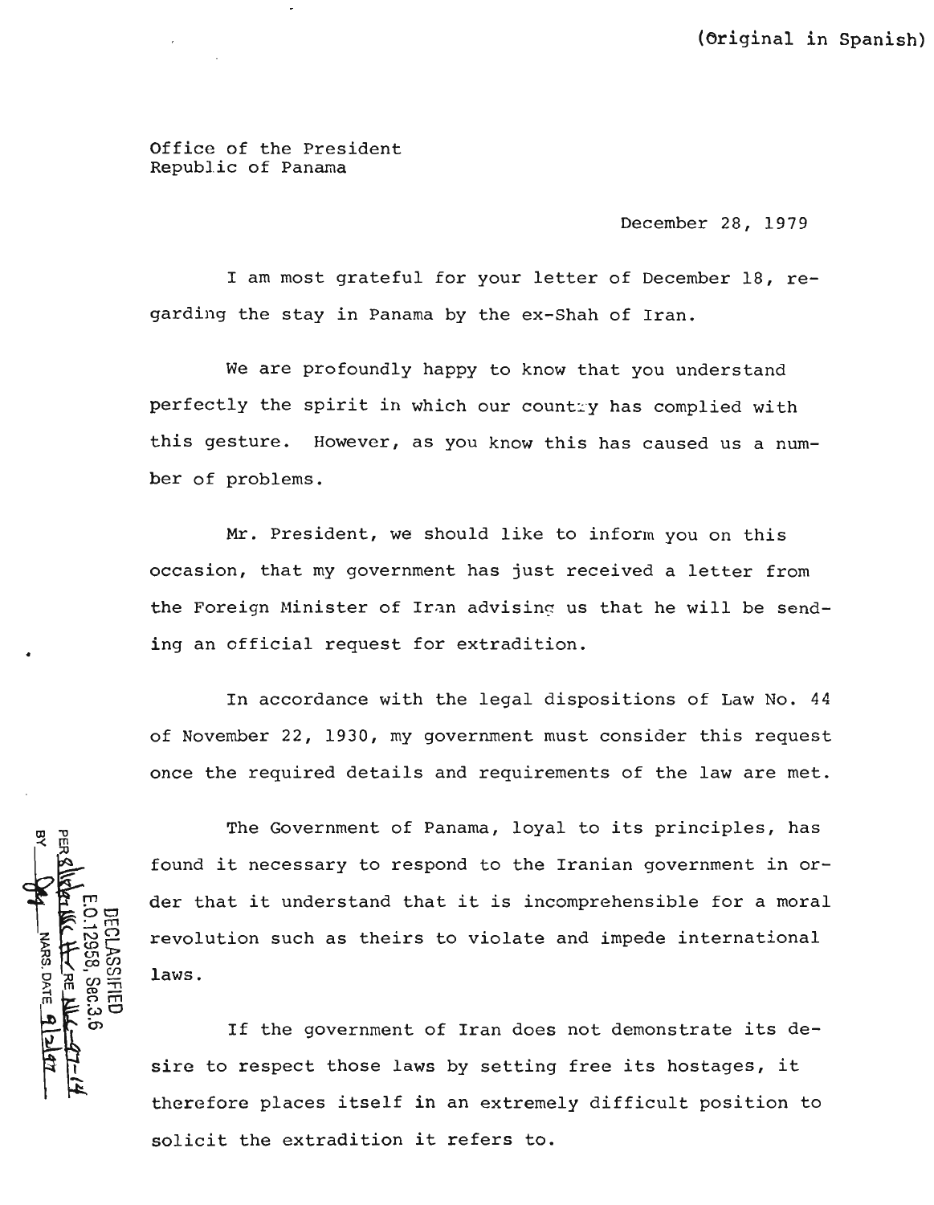(Original in Spanish)

Office of the President
Republic of Panama

December 28, 1979

I am most grateful for your letter of December 18, regarding the stay in Panama by the ex-Shah of Iran.

We are profoundly happy to know that you understand perfectly the spirit in which our country has complied with this gesture. However, as you know this has caused us a number of problems.

Mr. President, we should like to inform you on this occasion, that my government has just received a letter from the Foreign Minister of Iran advising us that he will be sending an official request for extradition.

In accordance with the legal dispositions of Law No. 44 of November 22, 1930, my government must consider this request once the required details and requirements of the law are met.

The Government of Panama, loyal to its principles, has found it necessary to respond to the Iranian government in order that it understand that it is incomprehensible for a moral revolution such as theirs to violate and impede international laws.

If the government of Iran does not demonstrate its desire to respect those laws by setting free its hostages, it therefore places itself in an extremely difficult position to solicit the extradition it refers to.

DECLASSIFIED
E.O.12958, Sec.3.6
PER 8/16/95 NSC ltr RE NLC-97-14
BY [initials] NARS, DATE 9/2/97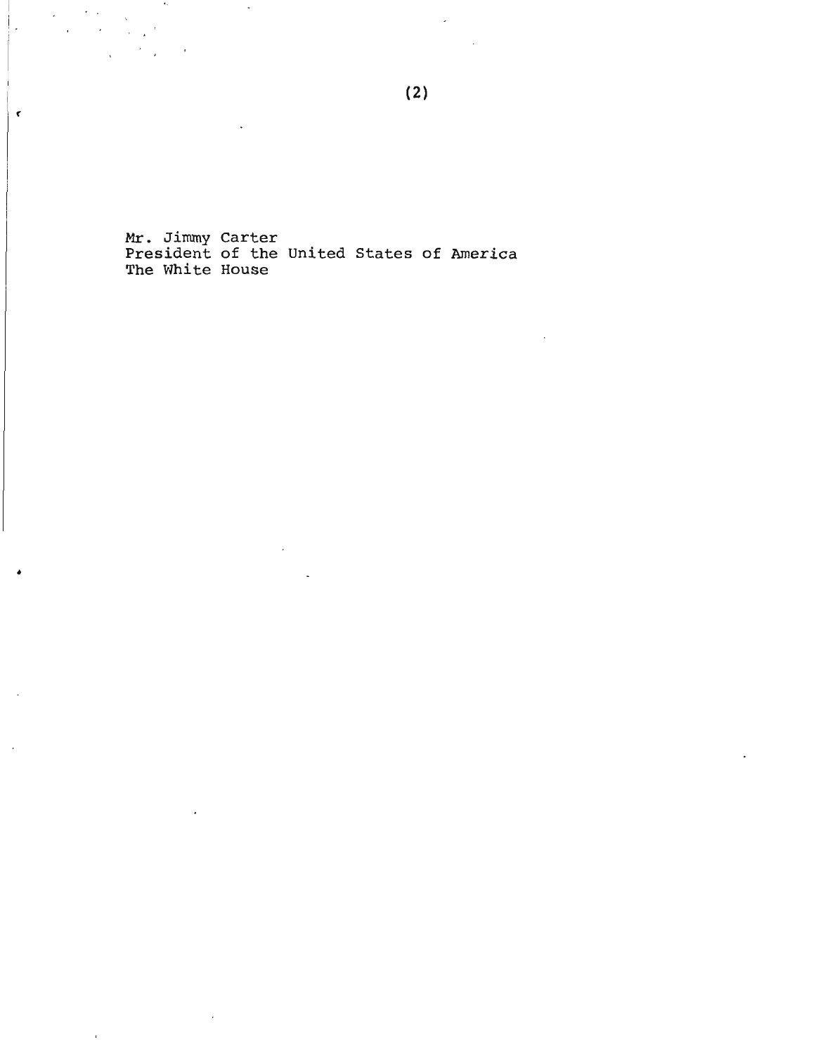Mr. Jimmy Carter
President of the United States of America
The White House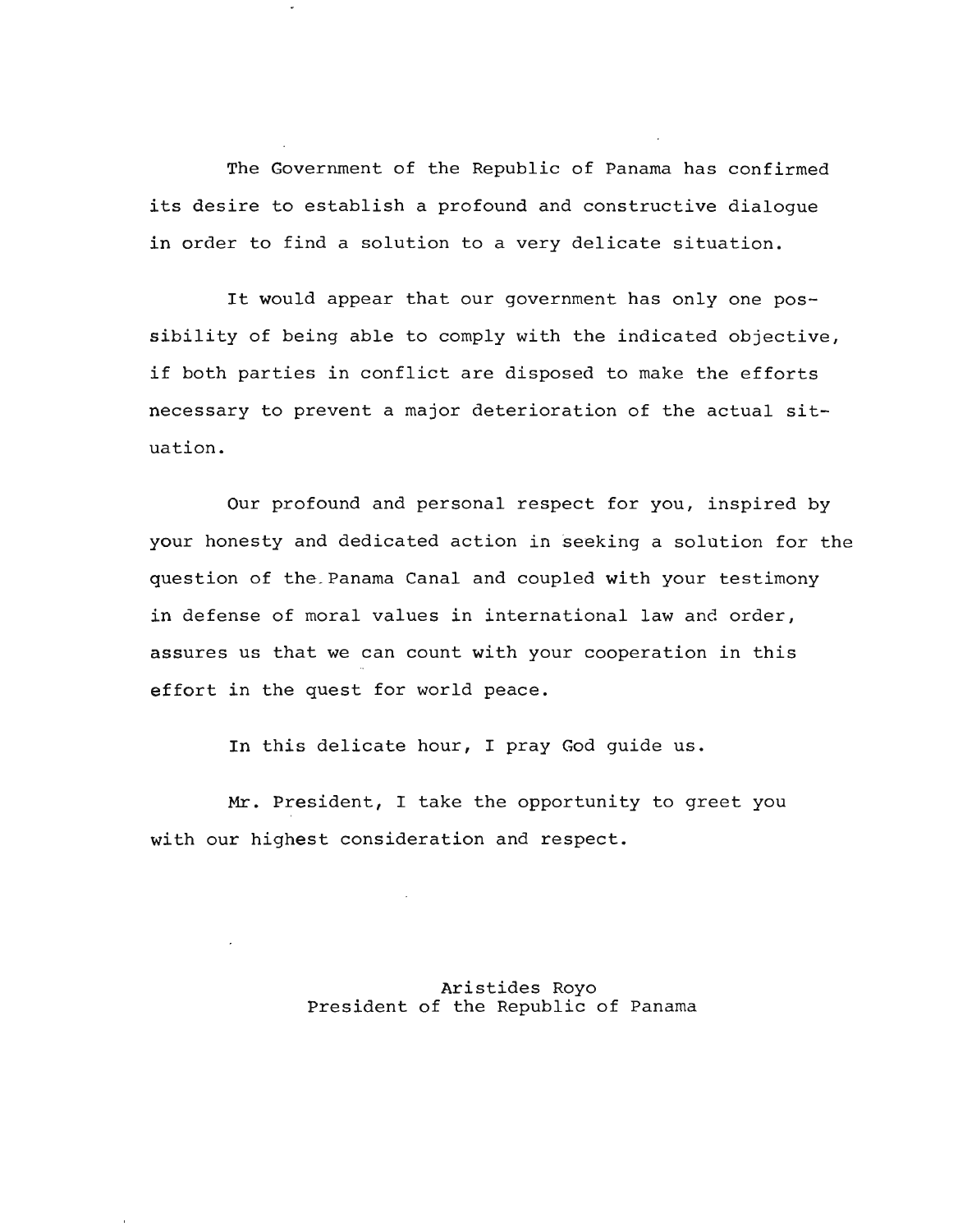The Government of the Republic of Panama has confirmed its desire to establish a profound and constructive dialogue in order to find a solution to a very delicate situation.

It would appear that our government has only one possibility of being able to comply with the indicated objective, if both parties in conflict are disposed to make the efforts necessary to prevent a major deterioration of the actual situation.

Our profound and personal respect for you, inspired by your honesty and dedicated action in seeking a solution for the question of the Panama Canal and coupled with your testimony in defense of moral values in international law and order, assures us that we can count with your cooperation in this effort in the quest for world peace.

In this delicate hour, I pray God guide us.

Mr. President, I take the opportunity to greet you with our highest consideration and respect.

Aristides Royo
President of the Republic of Panama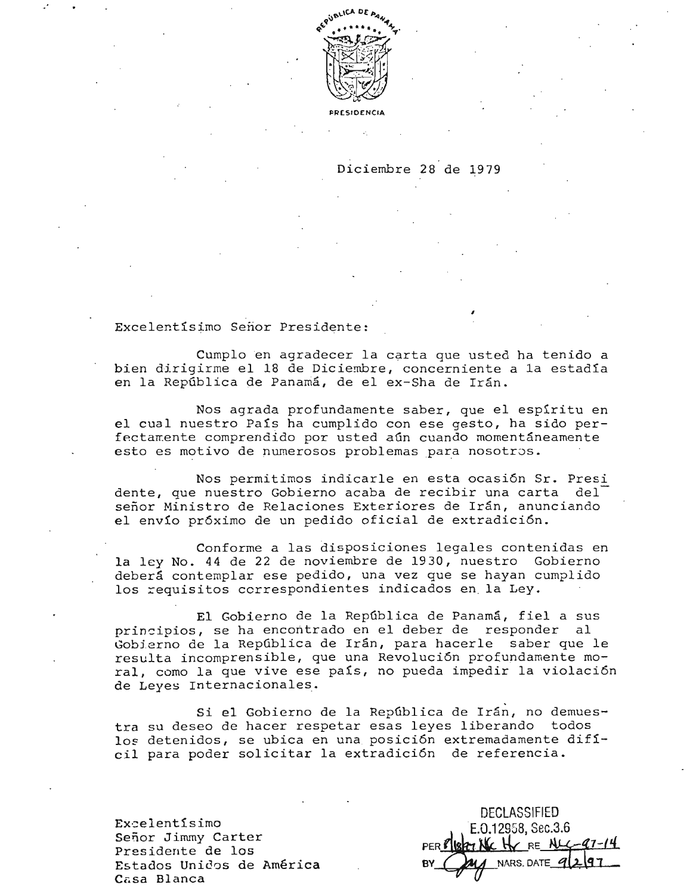REPÚBLICA DE PANAMÁ

PRESIDENCIA

Diciembre 28 de 1979

Excelentísimo Señor Presidente:

Cumplo en agradecer la carta que usted ha tenido a bien dirigirme el 18 de Diciembre, concerniente a la estadía en la República de Panamá, de el ex-Sha de Irán.

Nos agrada profundamente saber, que el espíritu en el cual nuestro País ha cumplido con ese gesto, ha sido perfectamente comprendido por usted aún cuando momentáneamente esto es motivo de numerosos problemas para nosotros.

Nos permitimos indicarle en esta ocasión Sr. Presidente, que nuestro Gobierno acaba de recibir una carta del señor Ministro de Relaciones Exteriores de Irán, anunciando el envío próximo de un pedido oficial de extradición.

Conforme a las disposiciones legales contenidas en la ley No. 44 de 22 de noviembre de 1930, nuestro Gobierno deberá contemplar ese pedido, una vez que se hayan cumplido los requisitos correspondientes indicados en la Ley.

El Gobierno de la República de Panamá, fiel a sus principios, se ha encontrado en el deber de responder al Gobierno de la República de Irán, para hacerle saber que le resulta incomprensible, que una Revolución profundamente moral, como la que vive ese país, no pueda impedir la violación de Leyes Internacionales.

Si el Gobierno de la República de Irán, no demuestra su deseo de hacer respetar esas leyes liberando todos los detenidos, se ubica en una posición extremadamente difícil para poder solicitar la extradición de referencia.

Excelentísimo
Señor Jimmy Carter
Presidente de los
Estados Unidos de América
Casa Blanca

DECLASSIFIED
E.O.12958, Sec.3.6
PER 1/18/97 NSC Hr RE NLC-97-14
BY [signature] NARS. DATE 9/2/97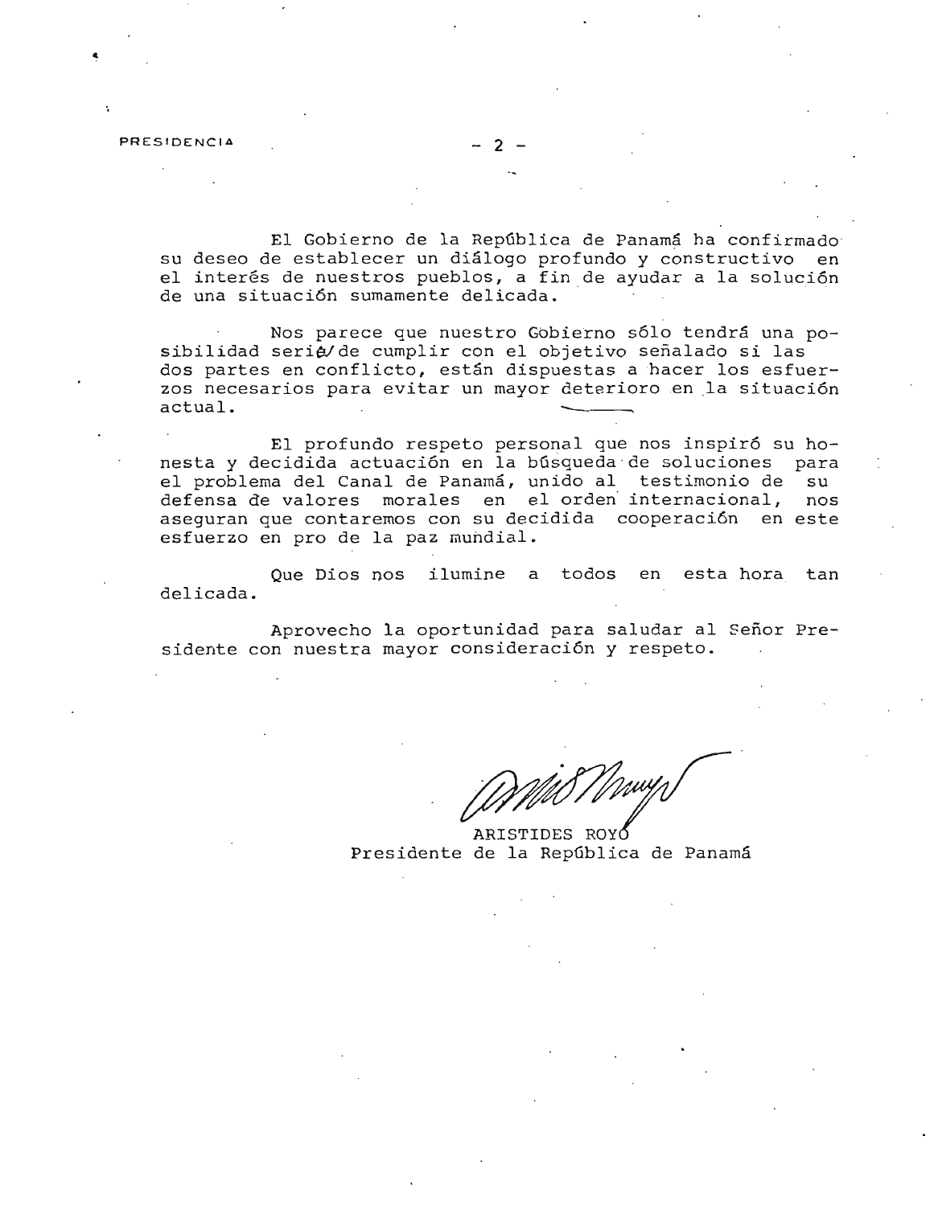El Gobierno de la República de Panamá ha confirmado su deseo de establecer un diálogo profundo y constructivo en el interés de nuestros pueblos, a fin de ayudar a la solución de una situación sumamente delicada.

Nos parece que nuestro Gobierno sólo tendrá una posibilidad seria de cumplir con el objetivo señalado si las dos partes en conflicto, están dispuestas a hacer los esfuerzos necesarios para evitar un mayor deterioro en la situación actual.

El profundo respeto personal que nos inspiró su honesta y decidida actuación en la búsqueda de soluciones para el problema del Canal de Panamá, unido al testimonio de su defensa de valores morales en el orden internacional, nos aseguran que contaremos con su decidida cooperación en este esfuerzo en pro de la paz mundial.

Que Dios nos ilumine a todos en esta hora tan delicada.

Aprovecho la oportunidad para saludar al Señor Presidente con nuestra mayor consideración y respeto.

ARISTIDES ROYO
Presidente de la República de Panamá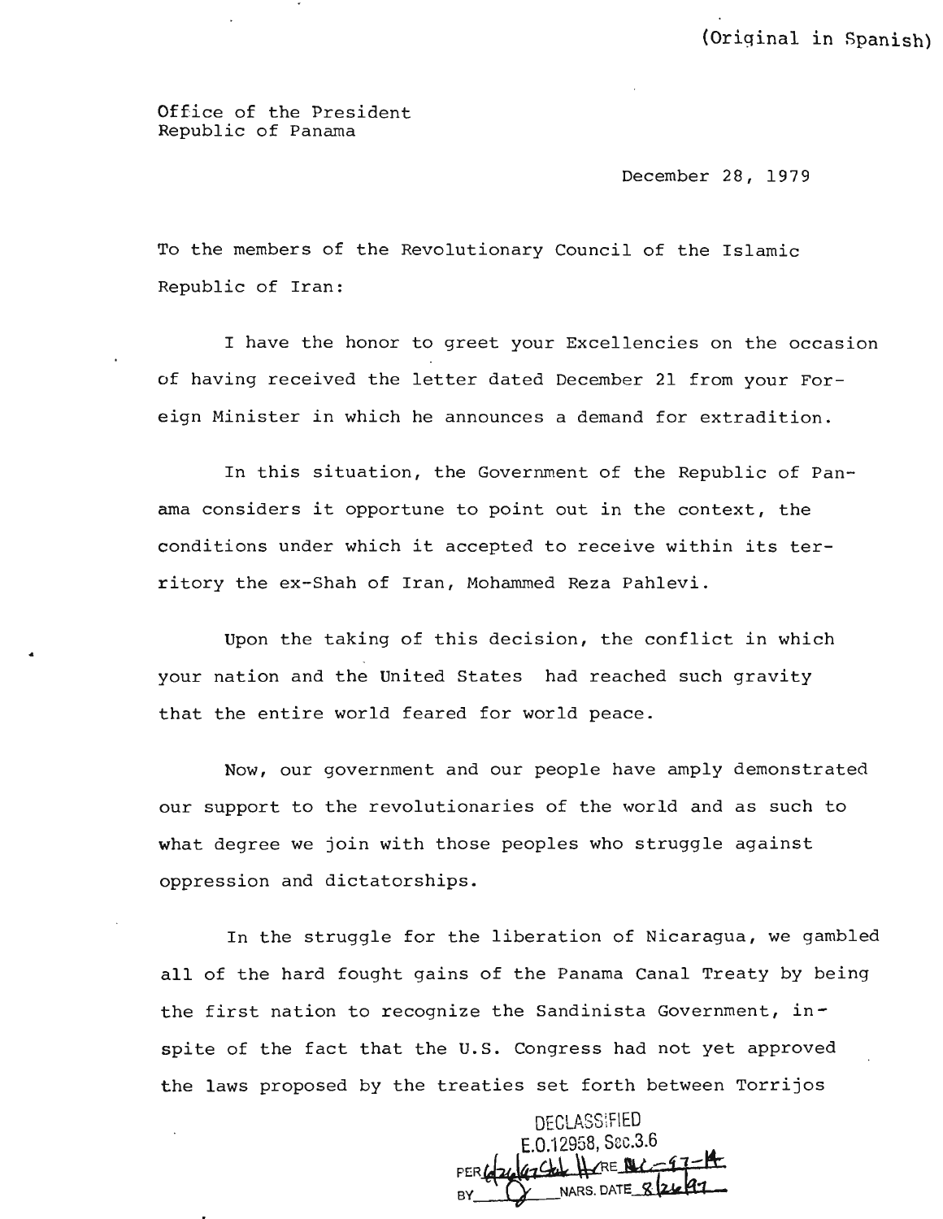(Original in Spanish)

Office of the President
Republic of Panama

December 28, 1979

To the members of the Revolutionary Council of the Islamic Republic of Iran:

I have the honor to greet your Excellencies on the occasion of having received the letter dated December 21 from your Foreign Minister in which he announces a demand for extradition.

In this situation, the Government of the Republic of Panama considers it opportune to point out in the context, the conditions under which it accepted to receive within its territory the ex-Shah of Iran, Mohammed Reza Pahlevi.

Upon the taking of this decision, the conflict in which your nation and the United States had reached such gravity that the entire world feared for world peace.

Now, our government and our people have amply demonstrated our support to the revolutionaries of the world and as such to what degree we join with those peoples who struggle against oppression and dictatorships.

In the struggle for the liberation of Nicaragua, we gambled all of the hard fought gains of the Panama Canal Treaty by being the first nation to recognize the Sandinista Government, inspite of the fact that the U.S. Congress had not yet approved the laws proposed by the treaties set forth between Torrijos

DECLASSIFIED
E.O.12958, Sec.3.6
PER 6/26/97 Ltr HRE NLC-97-14
BY NARS. DATE 8/26/97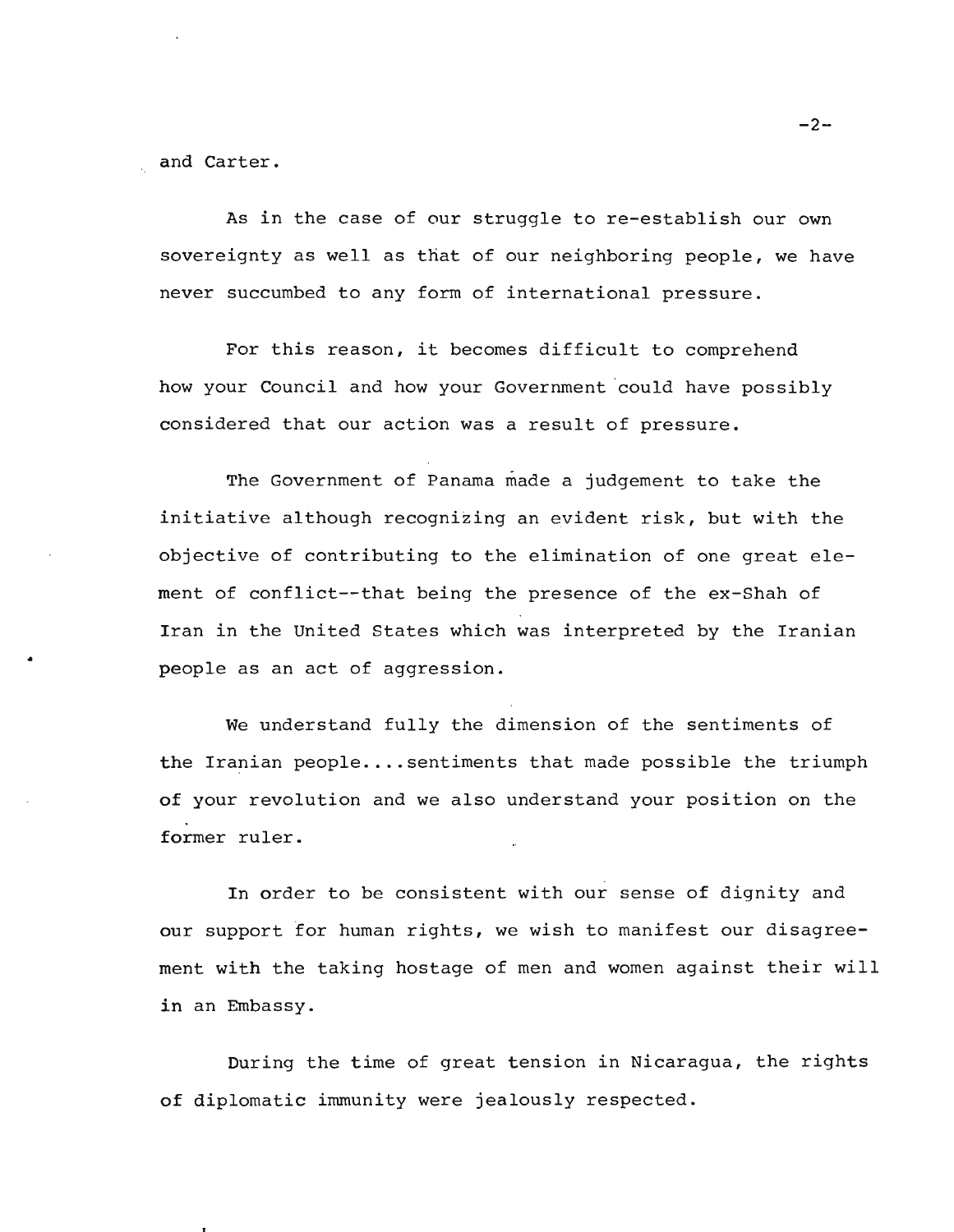and Carter.

As in the case of our struggle to re-establish our own sovereignty as well as that of our neighboring people, we have never succumbed to any form of international pressure.

For this reason, it becomes difficult to comprehend how your Council and how your Government could have possibly considered that our action was a result of pressure.

The Government of Panama made a judgement to take the initiative although recognizing an evident risk, but with the objective of contributing to the elimination of one great element of conflict--that being the presence of the ex-Shah of Iran in the United States which was interpreted by the Iranian people as an act of aggression.

We understand fully the dimension of the sentiments of the Iranian people....sentiments that made possible the triumph of your revolution and we also understand your position on the former ruler.

In order to be consistent with our sense of dignity and our support for human rights, we wish to manifest our disagreement with the taking hostage of men and women against their will in an Embassy.

During the time of great tension in Nicaragua, the rights of diplomatic immunity were jealously respected.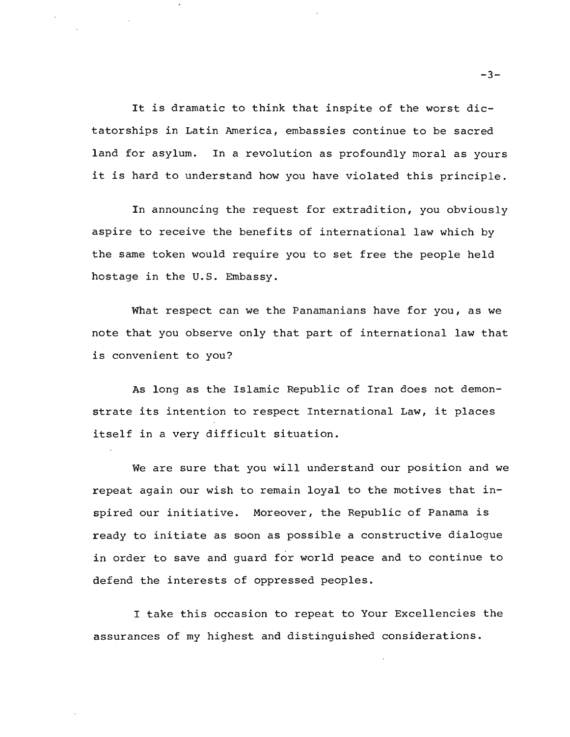It is dramatic to think that inspite of the worst dictatorships in Latin America, embassies continue to be sacred land for asylum. In a revolution as profoundly moral as yours it is hard to understand how you have violated this principle.

In announcing the request for extradition, you obviously aspire to receive the benefits of international law which by the same token would require you to set free the people held hostage in the U.S. Embassy.

What respect can we the Panamanians have for you, as we note that you observe only that part of international law that is convenient to you?

As long as the Islamic Republic of Iran does not demonstrate its intention to respect International Law, it places itself in a very difficult situation.

We are sure that you will understand our position and we repeat again our wish to remain loyal to the motives that inspired our initiative. Moreover, the Republic of Panama is ready to initiate as soon as possible a constructive dialogue in order to save and guard for world peace and to continue to defend the interests of oppressed peoples.

I take this occasion to repeat to Your Excellencies the assurances of my highest and distinguished considerations.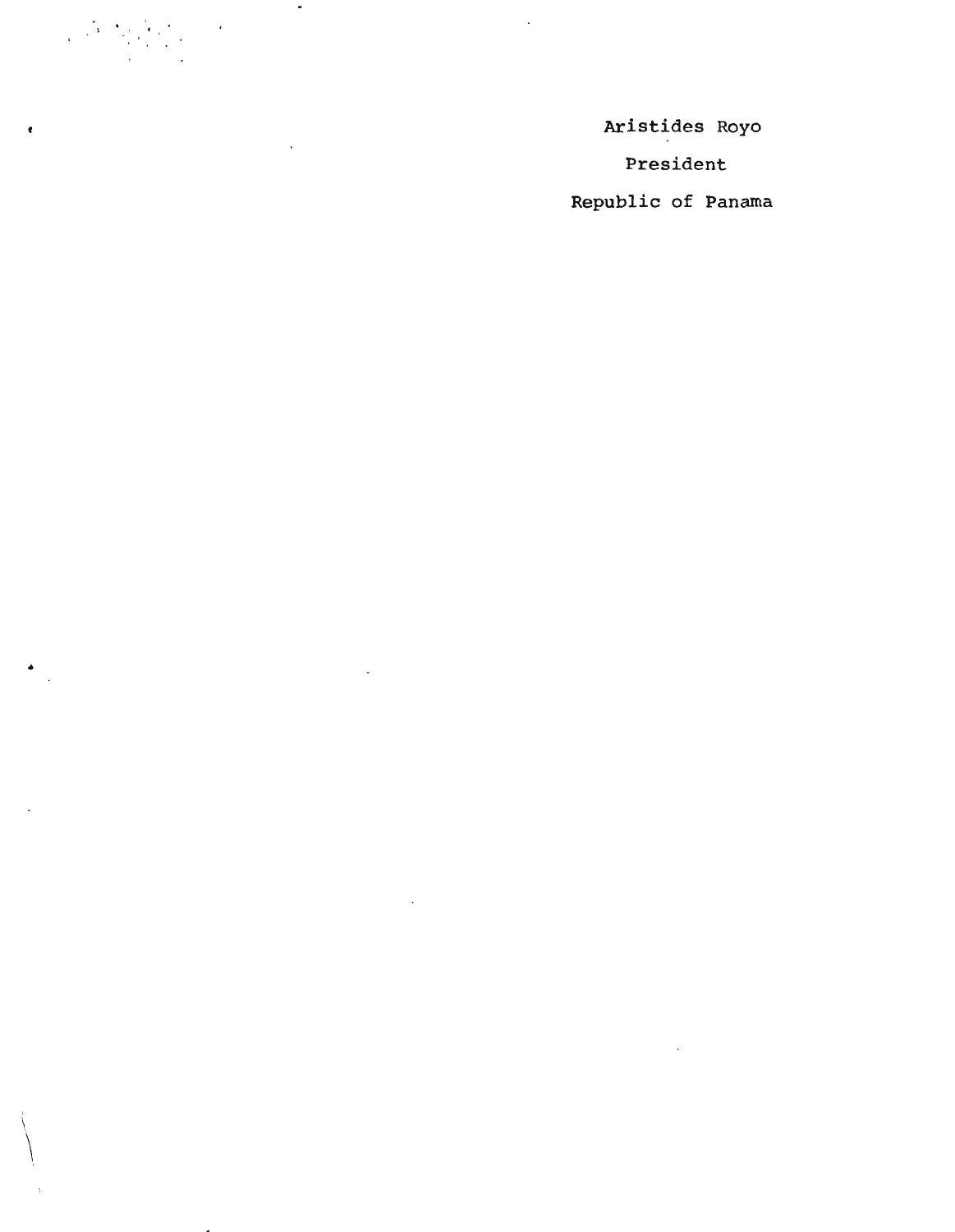Aristides Royo

President

Republic of Panama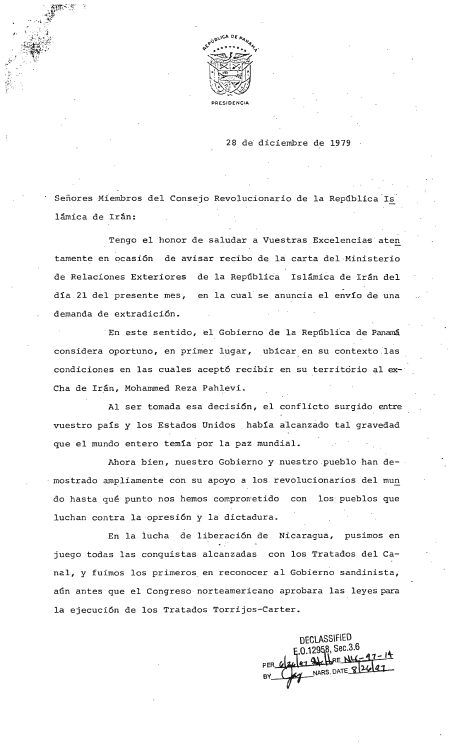REPÚBLICA DE PANAMÁ

PRESIDENCIA

28 de diciembre de 1979

Señores Miembros del Consejo Revolucionario de la República Islámica de Irán:

Tengo el honor de saludar a Vuestras Excelencias atentamente en ocasión de avisar recibo de la carta del Ministerio de Relaciones Exteriores de la República Islámica de Irán del día 21 del presente mes, en la cual se anuncia el envío de una demanda de extradición.

En este sentido, el Gobierno de la República de Panamá considera oportuno, en primer lugar, ubicar en su contexto las condiciones en las cuales aceptó recibir en su territorio al ex-Cha de Irán, Mohammed Reza Pahlevi.

Al ser tomada esa decisión, el conflicto surgido entre vuestro país y los Estados Unidos había alcanzado tal gravedad que el mundo entero temía por la paz mundial.

Ahora bien, nuestro Gobierno y nuestro pueblo han demostrado ampliamente con su apoyo a los revolucionarios del mundo hasta qué punto nos hemos comprometido con los pueblos que luchan contra la opresión y la dictadura.

En la lucha de liberación de Nicaragua, pusimos en juego todas las conquistas alcanzadas con los Tratados del Canal, y fuimos los primeros en reconocer al Gobierno sandinista, aún antes que el Congreso norteamericano aprobara las leyes para la ejecución de los Tratados Torrijos-Carter.

DECLASSIFIED
E.O.12958, Sec.3.6
PER 6/26/97 ... RE NLC-97-14
BY ... NARS. DATE 8/26/97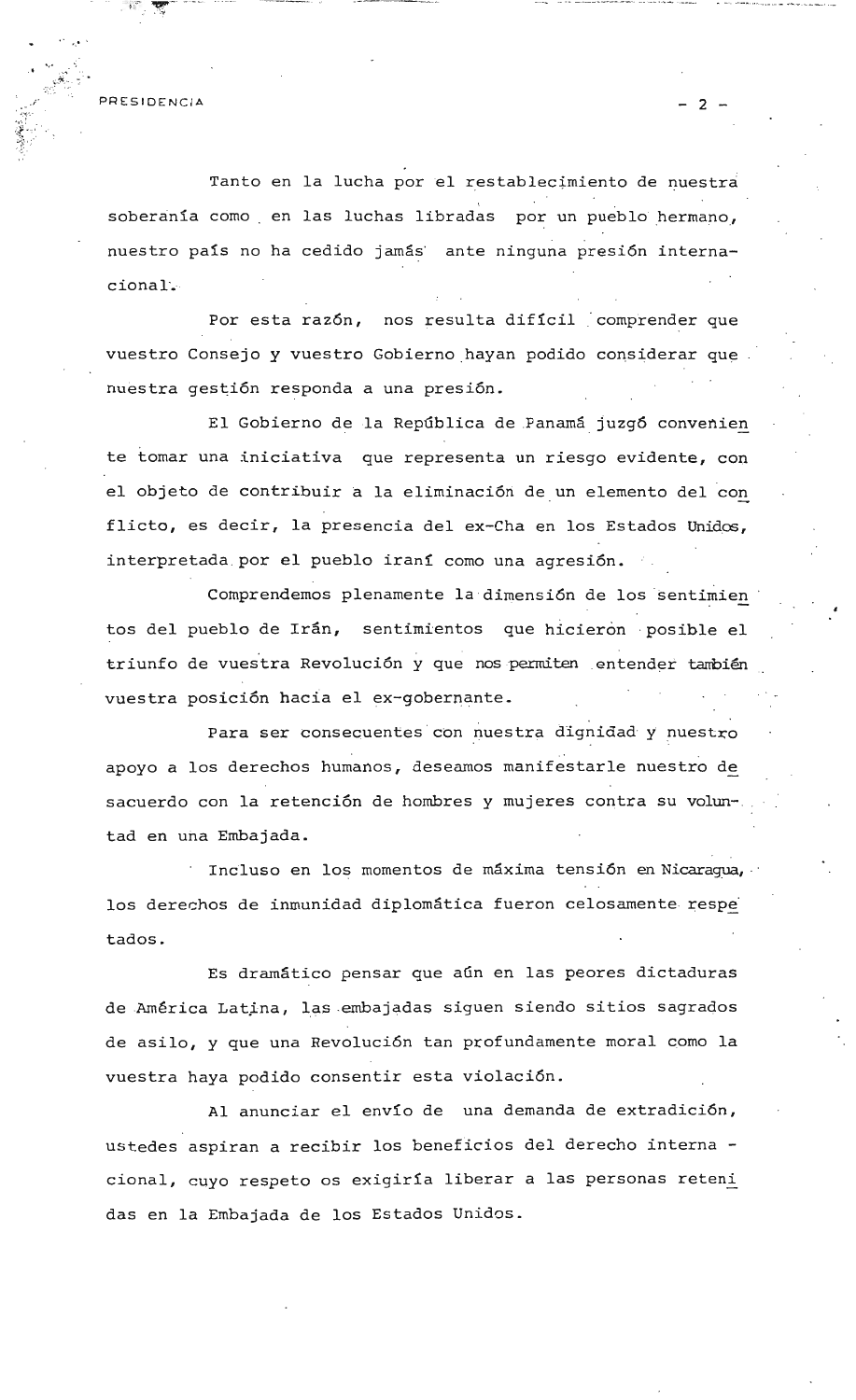Tanto en la lucha por el restablecimiento de nuestra soberanía como en las luchas libradas por un pueblo hermano, nuestro país no ha cedido jamás ante ninguna presión internacional.

Por esta razón, nos resulta difícil comprender que vuestro Consejo y vuestro Gobierno hayan podido considerar que nuestra gestión responda a una presión.

El Gobierno de la República de Panamá juzgó conveniente tomar una iniciativa que representa un riesgo evidente, con el objeto de contribuir a la eliminación de un elemento del conflicto, es decir, la presencia del ex-Cha en los Estados Unidos, interpretada por el pueblo iraní como una agresión.

Comprendemos plenamente la dimensión de los sentimientos del pueblo de Irán, sentimientos que hicieron posible el triunfo de vuestra Revolución y que nos permiten entender también vuestra posición hacia el ex-gobernante.

Para ser consecuentes con nuestra dignidad y nuestro apoyo a los derechos humanos, deseamos manifestarle nuestro desacuerdo con la retención de hombres y mujeres contra su voluntad en una Embajada.

Incluso en los momentos de máxima tensión en Nicaragua, los derechos de inmunidad diplomática fueron celosamente respetados.

Es dramático pensar que aún en las peores dictaduras de América Latina, las embajadas siguen siendo sitios sagrados de asilo, y que una Revolución tan profundamente moral como la vuestra haya podido consentir esta violación.

Al anunciar el envío de una demanda de extradición, ustedes aspiran a recibir los beneficios del derecho internacional, cuyo respeto os exigiría liberar a las personas retenidas en la Embajada de los Estados Unidos.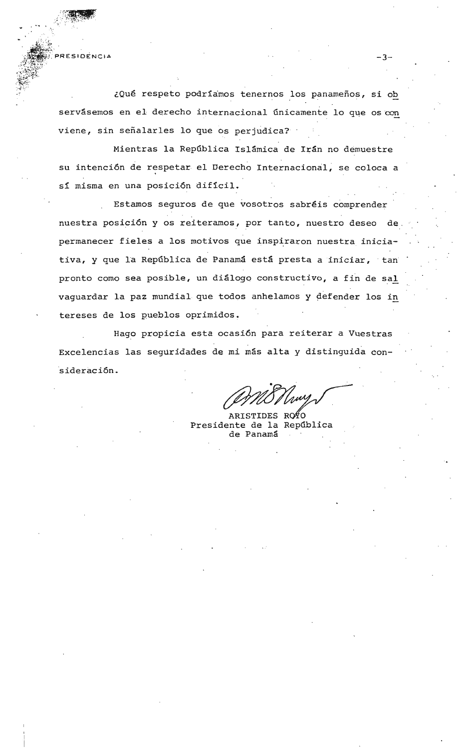¿Qué respeto podríamos tenernos los panameños, si observásemos en el derecho internacional únicamente lo que os conviene, sin señalarles lo que os perjudica?

Mientras la República Islámica de Irán no demuestre su intención de respetar el Derecho Internacional, se coloca a sí misma en una posición difícil.

Estamos seguros de que vosotros sabréis comprender nuestra posición y os reiteramos, por tanto, nuestro deseo de permanecer fieles a los motivos que inspiraron nuestra iniciativa, y que la República de Panamá está presta a iniciar, tan pronto como sea posible, un diálogo constructivo, a fin de salvaguardar la paz mundial que todos anhelamos y defender los intereses de los pueblos oprimidos.

Hago propicia esta ocasión para reiterar a Vuestras Excelencias las seguridades de mi más alta y distinguida consideración.

ARISTIDES ROYO
Presidente de la República
de Panamá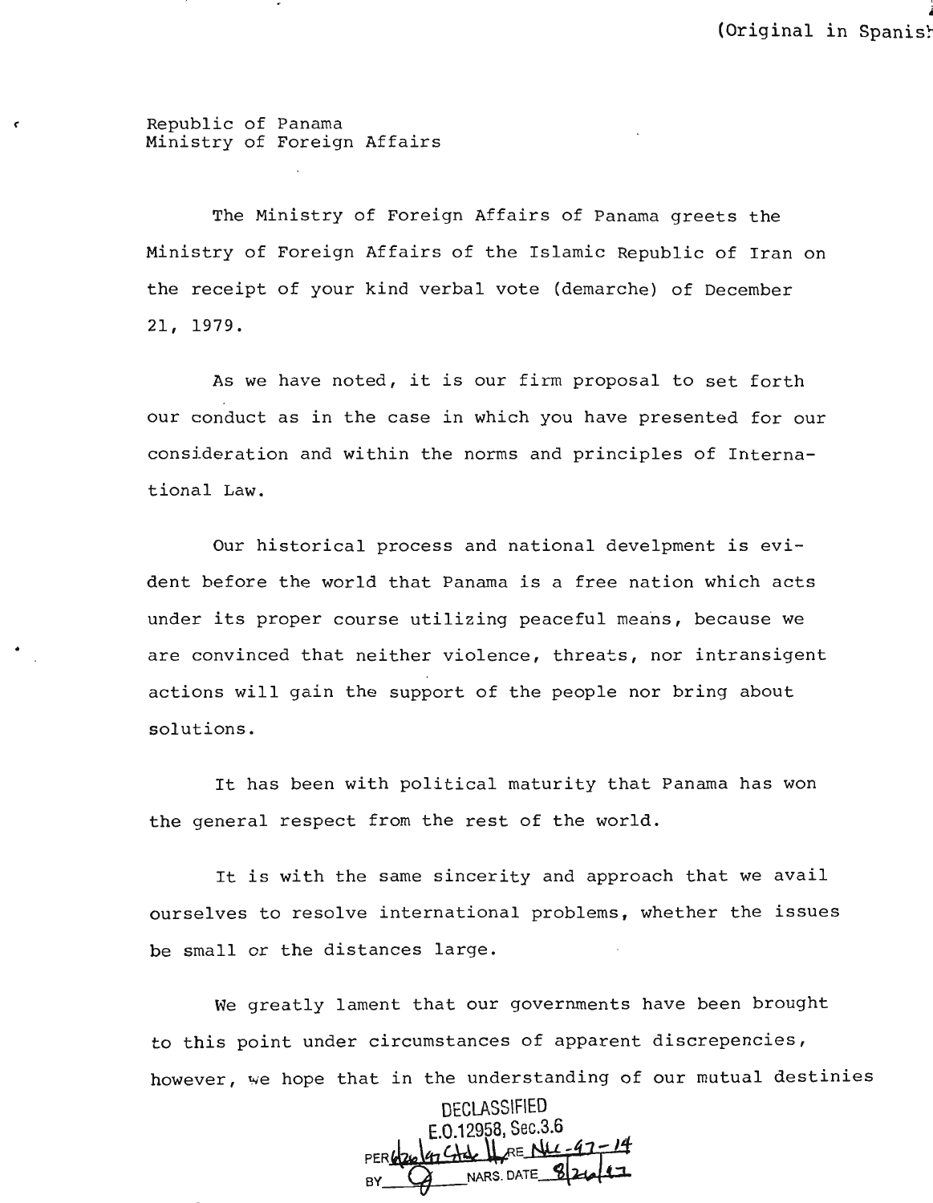(Original in Spanish)

Republic of Panama
Ministry of Foreign Affairs

The Ministry of Foreign Affairs of Panama greets the Ministry of Foreign Affairs of the Islamic Republic of Iran on the receipt of your kind verbal vote (demarche) of December 21, 1979.

As we have noted, it is our firm proposal to set forth our conduct as in the case in which you have presented for our consideration and within the norms and principles of International Law.

Our historical process and national develpment is evident before the world that Panama is a free nation which acts under its proper course utilizing peaceful means, because we are convinced that neither violence, threats, nor intransigent actions will gain the support of the people nor bring about solutions.

It has been with political maturity that Panama has won the general respect from the rest of the world.

It is with the same sincerity and approach that we avail ourselves to resolve international problems, whether the issues be small or the distances large.

We greatly lament that our governments have been brought to this point under circumstances of apparent discrepencies, however, we hope that in the understanding of our mutual destinies

DECLASSIFIED
E.O.12958, Sec.3.6
PER 6/26/97 Ctd. Ltr RE NLC-97-14
BY [illegible] NARS. DATE 8/26/97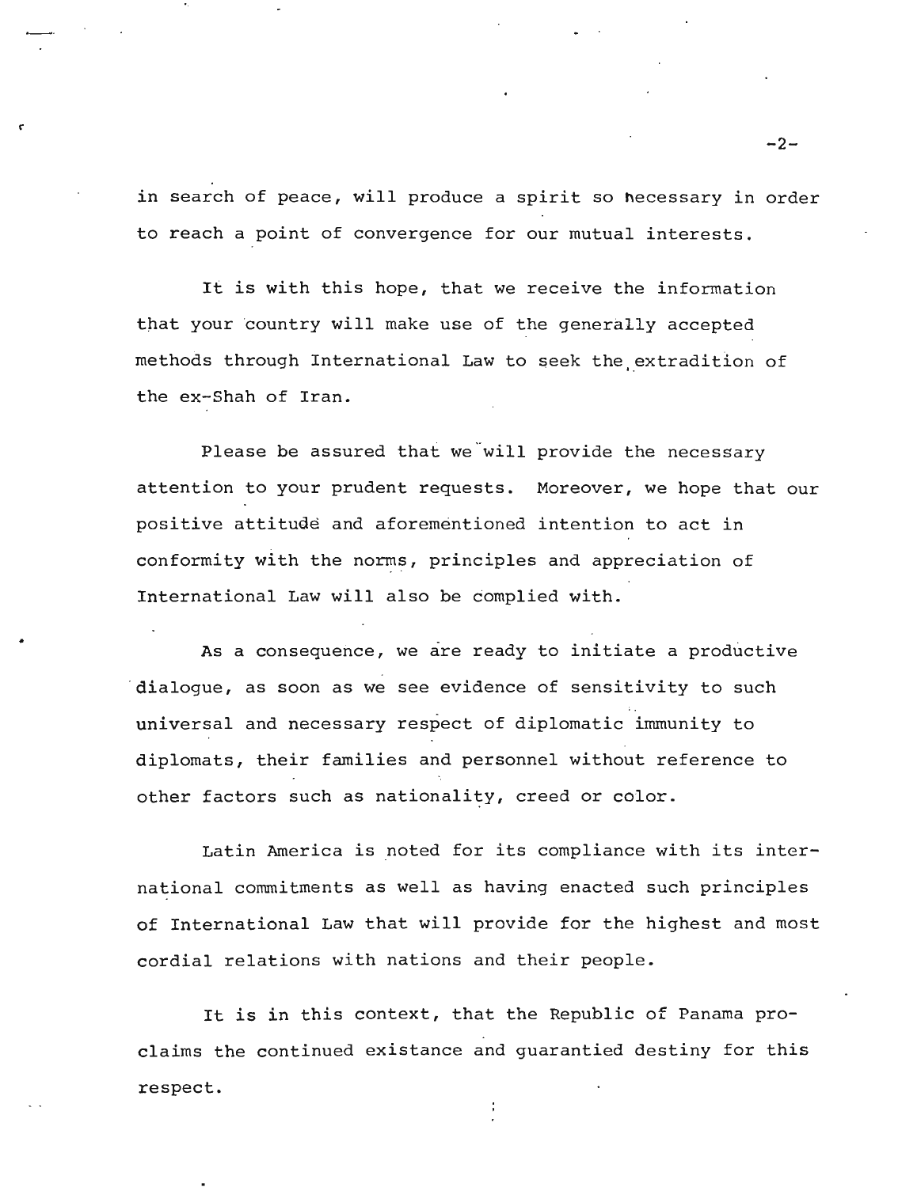in search of peace, will produce a spirit so necessary in order to reach a point of convergence for our mutual interests.

It is with this hope, that we receive the information that your country will make use of the generally accepted methods through International Law to seek the extradition of the ex-Shah of Iran.

Please be assured that we will provide the necessary attention to your prudent requests. Moreover, we hope that our positive attitude and aforementioned intention to act in conformity with the norms, principles and appreciation of International Law will also be complied with.

As a consequence, we are ready to initiate a productive dialogue, as soon as we see evidence of sensitivity to such universal and necessary respect of diplomatic immunity to diplomats, their families and personnel without reference to other factors such as nationality, creed or color.

Latin America is noted for its compliance with its international commitments as well as having enacted such principles of International Law that will provide for the highest and most cordial relations with nations and their people.

It is in this context, that the Republic of Panama proclaims the continued existance and guarantied destiny for this respect.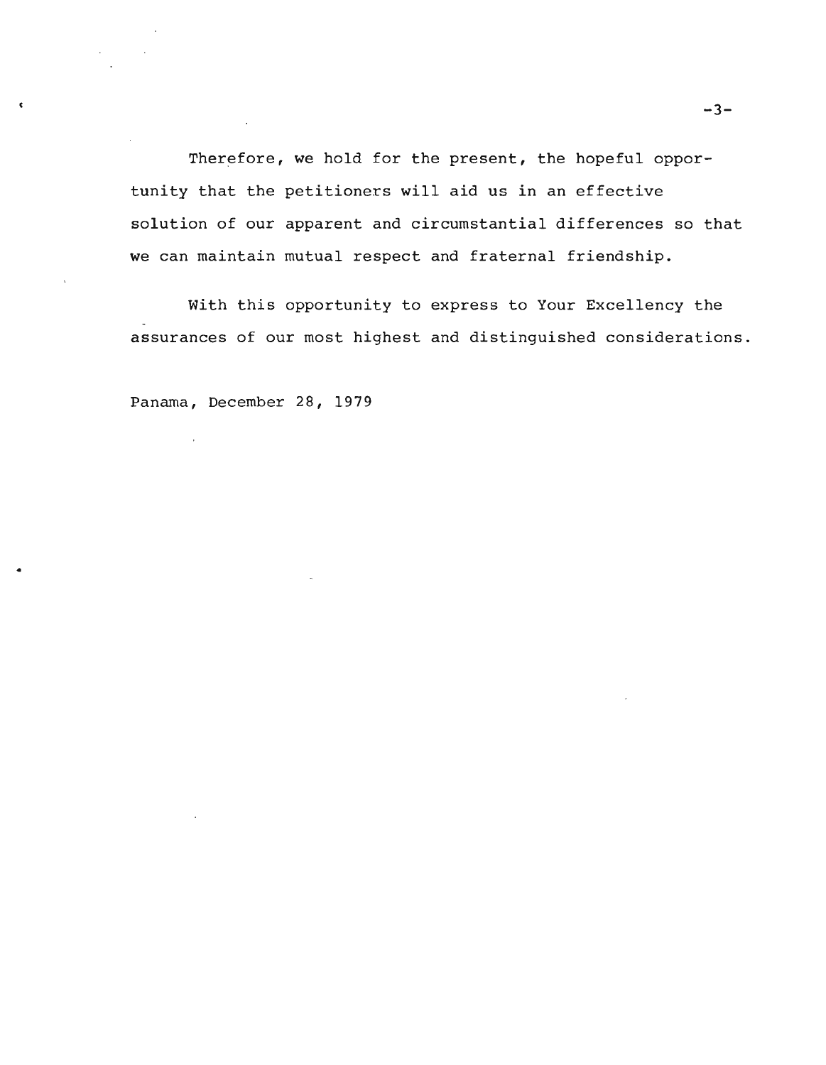Therefore, we hold for the present, the hopeful opportunity that the petitioners will aid us in an effective solution of our apparent and circumstantial differences so that we can maintain mutual respect and fraternal friendship.

With this opportunity to express to Your Excellency the assurances of our most highest and distinguished considerations.

Panama, December 28, 1979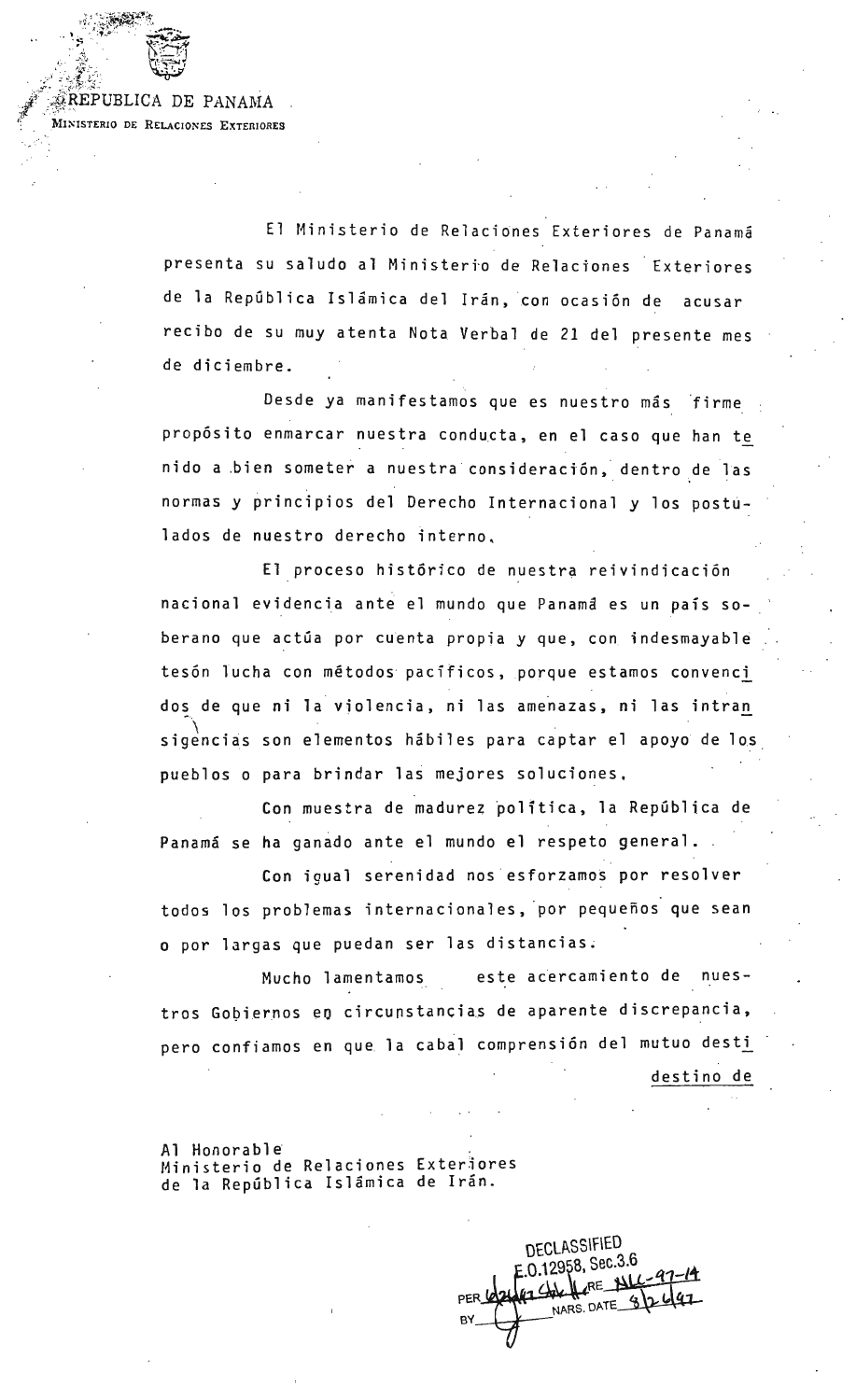REPUBLICA DE PANAMA
MINISTERIO DE RELACIONES EXTERIORES

El Ministerio de Relaciones Exteriores de Panamá presenta su saludo al Ministerio de Relaciones Exteriores de la República Islámica del Irán, con ocasión de acusar recibo de su muy atenta Nota Verbal de 21 del presente mes de diciembre.

Desde ya manifestamos que es nuestro más firme propósito enmarcar nuestra conducta, en el caso que han tenido a bien someter a nuestra consideración, dentro de las normas y principios del Derecho Internacional y los postulados de nuestro derecho interno.

El proceso histórico de nuestra reivindicación nacional evidencia ante el mundo que Panamá es un país soberano que actúa por cuenta propia y que, con indesmayable tesón lucha con métodos pacíficos, porque estamos convencidos de que ni la violencia, ni las amenazas, ni las intransigencias son elementos hábiles para captar el apoyo de los pueblos o para brindar las mejores soluciones.

Con muestra de madurez política, la República de Panamá se ha ganado ante el mundo el respeto general.

Con igual serenidad nos esforzamos por resolver todos los problemas internacionales, por pequeños que sean o por largas que puedan ser las distancias.

Mucho lamentamos este acercamiento de nuestros Gobiernos en circunstancias de aparente discrepancia, pero confiamos en que la cabal comprensión del mutuo desti

destino de

Al Honorable
Ministerio de Relaciones Exteriores
de la República Islámica de Irán.

DECLASSIFIED
E.O.12958, Sec.3.6
PER 6/24/97 Ltr RE NLC-97-14
BY ___ NARS. DATE 8/26/97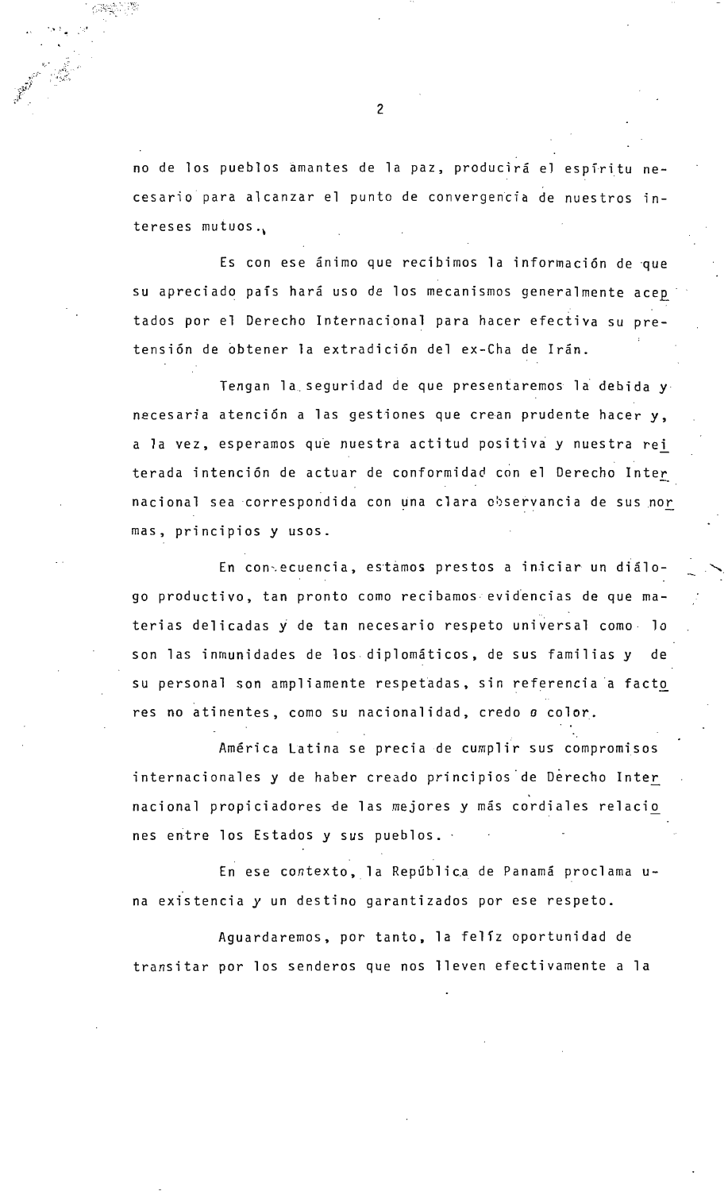no de los pueblos amantes de la paz, producirá el espíritu necesario para alcanzar el punto de convergencia de nuestros intereses mutuos.

Es con ese ánimo que recibimos la información de que su apreciado país hará uso de los mecanismos generalmente aceptados por el Derecho Internacional para hacer efectiva su pretensión de obtener la extradición del ex-Cha de Irán.

Tengan la seguridad de que presentaremos la debida y necesaria atención a las gestiones que crean prudente hacer y, a la vez, esperamos que nuestra actitud positiva y nuestra reiterada intención de actuar de conformidad con el Derecho Internacional sea correspondida con una clara observancia de sus normas, principios y usos.

En consecuencia, estamos prestos a iniciar un diálogo productivo, tan pronto como recibamos evidencias de que materias delicadas y de tan necesario respeto universal como lo son las inmunidades de los diplomáticos, de sus familias y de su personal son ampliamente respetadas, sin referencia a factores no atinentes, como su nacionalidad, credo o color.

América Latina se precia de cumplir sus compromisos internacionales y de haber creado principios de Derecho Internacional propiciadores de las mejores y más cordiales relaciones entre los Estados y sus pueblos.

En ese contexto, la República de Panamá proclama una existencia y un destino garantizados por ese respeto.

Aguardaremos, por tanto, la felíz oportunidad de transitar por los senderos que nos lleven efectivamente a la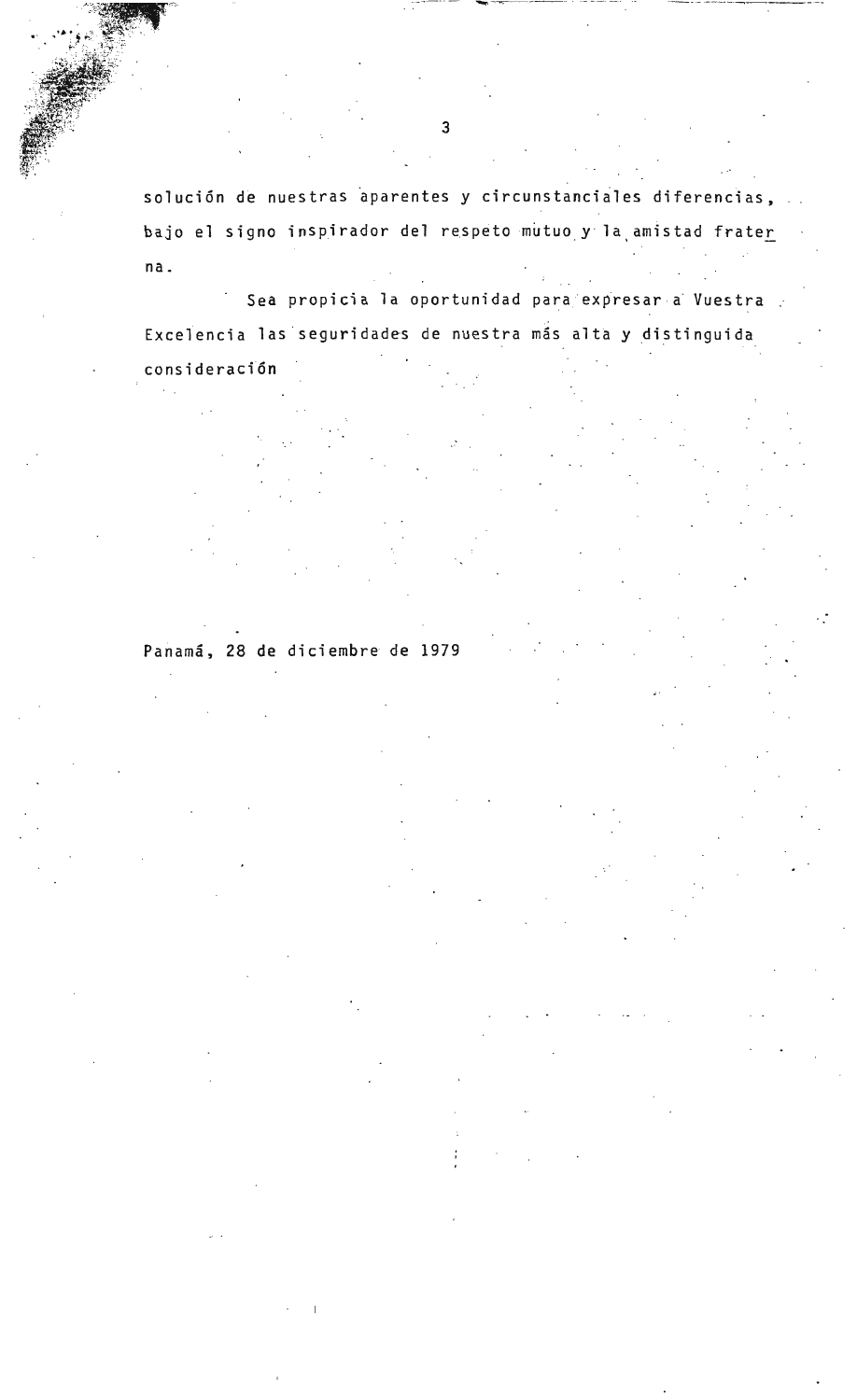solución de nuestras aparentes y circunstanciales diferencias, bajo el signo inspirador del respeto mutuo y la amistad fraterna.

Sea propicia la oportunidad para expresar a Vuestra Excelencia las seguridades de nuestra más alta y distinguida consideración

Panamá, 28 de diciembre de 1979